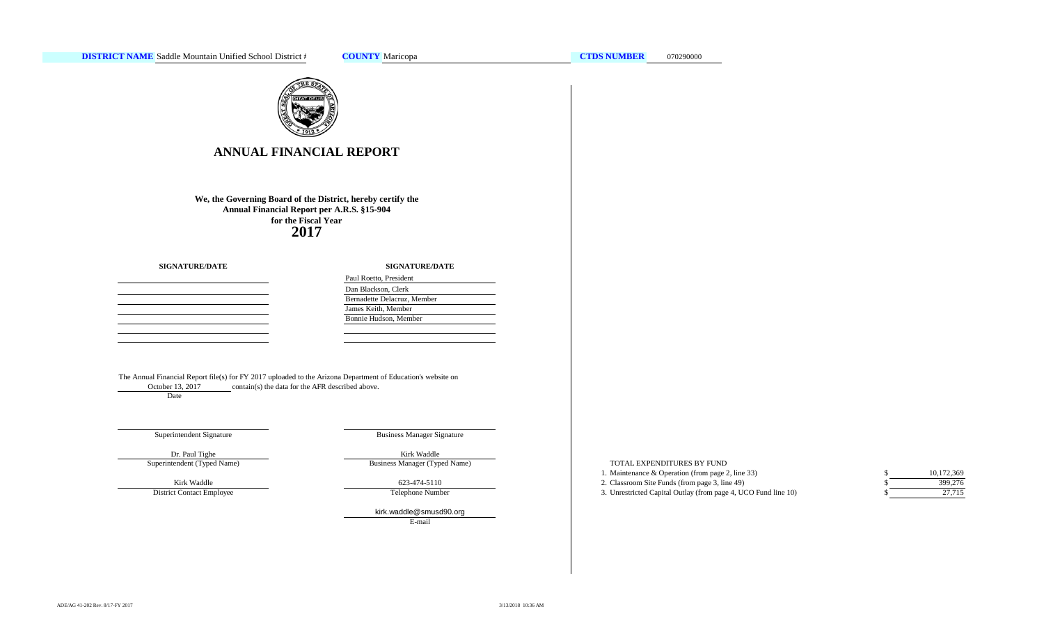**DISTRICT NAME** Saddle Mountain Unified School District #  **COUNTY** Maricopa  **CTDS NUMBER** 070290000

# ANNUAL FINANCIAL REPORT

**We, the Governing Board of the District, hereby certify the Annual Financial Report per A.R.S. §15-904 for the Fiscal Year**

**2017**

| SIGNATURE/DATE | SIGNATURE/DATE |
|---|---|
| | Paul Roetto, President |
| | Dan Blackson, Clerk |
| | Bernadette Delacruz, Member |
| | James Keith, Member |
| | Bonnie Hudson, Member |
| | |
| | |

The Annual Financial Report file(s) for FY 2017 uploaded to the Arizona Department of Education's website on October 13, 2017 contain(s) the data for the AFR described above.

Date

| | |
|---|---|
| Superintendent Signature | Business Manager Signature |
| Dr. Paul Tighe | Kirk Waddle |
| Superintendent (Typed Name) | Business Manager (Typed Name) |
| Kirk Waddle | 623-474-5110 |
| District Contact Employee | Telephone Number |
| | kirk.waddle@smusd90.org |
| | E-mail |

TOTAL EXPENDITURES BY FUND

| | | |
|---|---|---|
| 1. Maintenance & Operation (from page 2, line 33) | $ | 10,172,369 |
| 2. Classroom Site Funds (from page 3, line 49) | $ | 399,276 |
| 3. Unrestricted Capital Outlay (from page 4, UCO Fund line 10) | $ | 27,715 |

ADE/AG 41-202 Rev. 8/17-FY 2017  3/13/2018 10:36 AM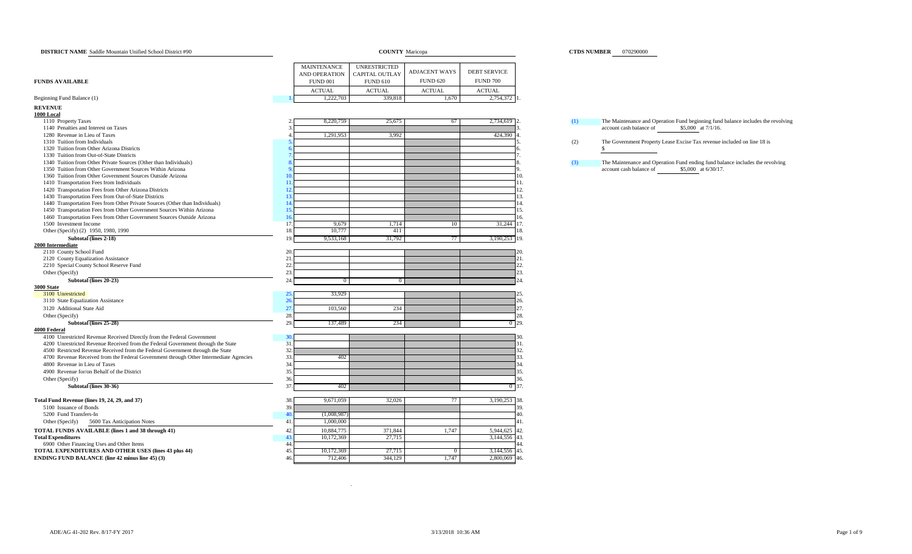**DISTRICT NAME** Saddle Mountain Unified School District #90 **COUNTY** Maricopa **CTDS NUMBER** 070290000

| FUNDS AVAILABLE | Line | MAINTENANCE AND OPERATION FUND 001 ACTUAL | UNRESTRICTED CAPITAL OUTLAY FUND 610 ACTUAL | ADJACENT WAYS FUND 620 ACTUAL | DEBT SERVICE FUND 700 ACTUAL | Line |
|---|---|---|---|---|---|---|
| Beginning Fund Balance (1) | 1. | 1,222,703 | 339,818 | 1,670 | 2,754,372 | 1. |
| **REVENUE** | | | | | | |
| **1000 Local** | | | | | | |
| 1110 Property Taxes | 2. | 8,220,759 | 25,675 | 67 | 2,734,619 | 2. |
| 1140 Penalties and Interest on Taxes | 3. | | | | | 3. |
| 1280 Revenue in Lieu of Taxes | 4. | 1,291,953 | 3,992 | | 424,390 | 4. |
| 1310 Tuition from Individuals | 5. | | | | | 5. |
| 1320 Tuition from Other Arizona Districts | 6. | | | | | 6. |
| 1330 Tuition from Out-of-State Districts | 7. | | | | | 7. |
| 1340 Tuition from Other Private Sources (Other than Individuals) | 8. | | | | | 8. |
| 1350 Tuition from Other Government Sources Within Arizona | 9. | | | | | 9. |
| 1360 Tuition from Other Government Sources Outside Arizona | 10. | | | | | 10. |
| 1410 Transportation Fees from Individuals | 11. | | | | | 11. |
| 1420 Transportation Fees from Other Arizona Districts | 12. | | | | | 12. |
| 1430 Transportation Fees from Out-of-State Districts | 13. | | | | | 13. |
| 1440 Transportation Fees from Other Private Sources (Other than Individuals) | 14. | | | | | 14. |
| 1450 Transportation Fees from Other Government Sources Within Arizona | 15. | | | | | 15. |
| 1460 Transportation Fees from Other Government Sources Outside Arizona | 16. | | | | | 16. |
| 1500 Investment Income | 17. | 9,679 | 1,714 | 10 | 31,244 | 17. |
| Other (Specify) (2) 1950, 1980, 1990 | 18. | 10,777 | 411 | | | 18. |
| **Subtotal (lines 2-18)** | 19. | 9,533,168 | 31,792 | 77 | 3,190,253 | 19. |
| **2000 Intermediate** | | | | | | |
| 2110 County School Fund | 20. | | | | | 20. |
| 2120 County Equalization Assistance | 21. | | | | | 21. |
| 2210 Special County School Reserve Fund | 22. | | | | | 22. |
| Other (Specify) | 23. | | | | | 23. |
| **Subtotal (lines 20-23)** | 24. | 0 | 0 | | | 24. |
| **3000 State** | | | | | | |
| 3100 Unrestricted | 25. | 33,929 | | | | 25. |
| 3110 State Equalization Assistance | 26. | | | | | 26. |
| 3120 Additional State Aid | 27. | 103,560 | 234 | | | 27. |
| Other (Specify) | 28. | | | | | 28. |
| **Subtotal (lines 25-28)** | 29. | 137,489 | 234 | | 0 | 29. |
| **4000 Federal** | | | | | | |
| 4100 Unrestricted Revenue Received Directly from the Federal Government | 30. | | | | | 30. |
| 4200 Unrestricted Revenue Received from the Federal Government through the State | 31. | | | | | 31. |
| 4500 Restricted Revenue Received from the Federal Government through the State | 32. | | | | | 32. |
| 4700 Revenue Received from the Federal Government through Other Intermediate Agencies | 33. | 402 | | | | 33. |
| 4800 Revenue in Lieu of Taxes | 34. | | | | | 34. |
| 4900 Revenue for/on Behalf of the District | 35. | | | | | 35. |
| Other (Specify) | 36. | | | | | 36. |
| **Subtotal (lines 30-36)** | 37. | 402 | | | 0 | 37. |
| **Total Fund Revenue (lines 19, 24, 29, and 37)** | 38. | 9,671,059 | 32,026 | 77 | 3,190,253 | 38. |
| 5100 Issuance of Bonds | 39. | | | | | 39. |
| 5200 Fund Transfers-In | 40. | (1,008,987) | | | | 40. |
| Other (Specify) 5600 Tax Anticipation Notes | 41. | 1,000,000 | | | | 41. |
| **TOTAL FUNDS AVAILABLE (lines 1 and 38 through 41)** | 42. | 10,884,775 | 371,844 | 1,747 | 5,944,625 | 42. |
| **Total Expenditures** | 43. | 10,172,369 | 27,715 | | 3,144,556 | 43. |
| 6900 Other Financing Uses and Other Items | 44. | | | | | 44. |
| **TOTAL EXPENDITURES AND OTHER USES (lines 43 plus 44)** | 45. | 10,172,369 | 27,715 | 0 | 3,144,556 | 45. |
| **ENDING FUND BALANCE (line 42 minus line 45) (3)** | 46. | 712,406 | 344,129 | 1,747 | 2,800,069 | 46. |

(1) The Maintenance and Operation Fund beginning fund balance includes the revolving account cash balance of $5,000 at 7/1/16.

(2) The Government Property Lease Excise Tax revenue included on line 18 is $

(3) The Maintenance and Operation Fund ending fund balance includes the revolving account cash balance of $5,000 at 6/30/17.

ADE/AG 41-202 Rev. 8/17-FY 2017 3/13/2018 10:36 AM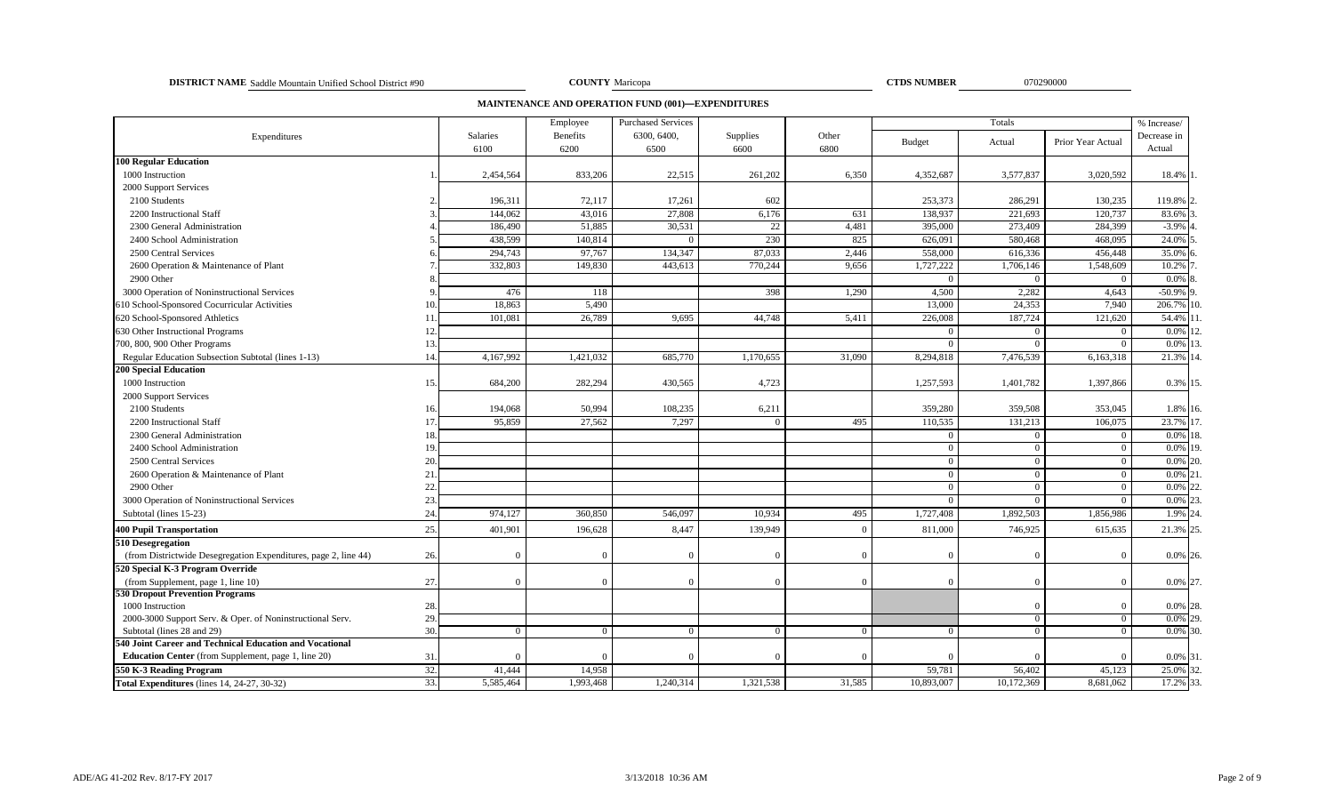**DISTRICT NAME** Saddle Mountain Unified School District #90 **COUNTY** Maricopa **CTDS NUMBER** 070290000

## MAINTENANCE AND OPERATION FUND (001)—EXPENDITURES

| Expenditures | | Salaries 6100 | Employee Benefits 6200 | Purchased Services 6300, 6400, 6500 | Supplies 6600 | Other 6800 | Totals Budget | Totals Actual | Totals Prior Year Actual | % Increase/ Decrease in Actual | |
|---|---|---|---|---|---|---|---|---|---|---|---|
| **100 Regular Education** | | | | | | | | | | | |
| 1000 Instruction | 1. | 2,454,564 | 833,206 | 22,515 | 261,202 | 6,350 | 4,352,687 | 3,577,837 | 3,020,592 | 18.4% | 1. |
| 2000 Support Services | | | | | | | | | | | |
| 2100 Students | 2. | 196,311 | 72,117 | 17,261 | 602 | | 253,373 | 286,291 | 130,235 | 119.8% | 2. |
| 2200 Instructional Staff | 3. | 144,062 | 43,016 | 27,808 | 6,176 | 631 | 138,937 | 221,693 | 120,737 | 83.6% | 3. |
| 2300 General Administration | 4. | 186,490 | 51,885 | 30,531 | 22 | 4,481 | 395,000 | 273,409 | 284,399 | -3.9% | 4. |
| 2400 School Administration | 5. | 438,599 | 140,814 | 0 | 230 | 825 | 626,091 | 580,468 | 468,095 | 24.0% | 5. |
| 2500 Central Services | 6. | 294,743 | 97,767 | 134,347 | 87,033 | 2,446 | 558,000 | 616,336 | 456,448 | 35.0% | 6. |
| 2600 Operation & Maintenance of Plant | 7. | 332,803 | 149,830 | 443,613 | 770,244 | 9,656 | 1,727,222 | 1,706,146 | 1,548,609 | 10.2% | 7. |
| 2900 Other | 8. | | | | | | 0 | 0 | 0 | 0.0% | 8. |
| 3000 Operation of Noninstructional Services | 9. | 476 | 118 | | 398 | 1,290 | 4,500 | 2,282 | 4,643 | -50.9% | 9. |
| 610 School-Sponsored Cocurricular Activities | 10. | 18,863 | 5,490 | | | | 13,000 | 24,353 | 7,940 | 206.7% | 10. |
| 620 School-Sponsored Athletics | 11. | 101,081 | 26,789 | 9,695 | 44,748 | 5,411 | 226,008 | 187,724 | 121,620 | 54.4% | 11. |
| 630 Other Instructional Programs | 12. | | | | | | 0 | 0 | 0 | 0.0% | 12. |
| 700, 800, 900 Other Programs | 13. | | | | | | 0 | 0 | 0 | 0.0% | 13. |
| Regular Education Subsection Subtotal (lines 1-13) | 14. | 4,167,992 | 1,421,032 | 685,770 | 1,170,655 | 31,090 | 8,294,818 | 7,476,539 | 6,163,318 | 21.3% | 14. |
| **200 Special Education** | | | | | | | | | | | |
| 1000 Instruction | 15. | 684,200 | 282,294 | 430,565 | 4,723 | | 1,257,593 | 1,401,782 | 1,397,866 | 0.3% | 15. |
| 2000 Support Services | | | | | | | | | | | |
| 2100 Students | 16. | 194,068 | 50,994 | 108,235 | 6,211 | | 359,280 | 359,508 | 353,045 | 1.8% | 16. |
| 2200 Instructional Staff | 17. | 95,859 | 27,562 | 7,297 | 0 | 495 | 110,535 | 131,213 | 106,075 | 23.7% | 17. |
| 2300 General Administration | 18. | | | | | | 0 | 0 | 0 | 0.0% | 18. |
| 2400 School Administration | 19. | | | | | | 0 | 0 | 0 | 0.0% | 19. |
| 2500 Central Services | 20. | | | | | | 0 | 0 | 0 | 0.0% | 20. |
| 2600 Operation & Maintenance of Plant | 21. | | | | | | 0 | 0 | 0 | 0.0% | 21. |
| 2900 Other | 22. | | | | | | 0 | 0 | 0 | 0.0% | 22. |
| 3000 Operation of Noninstructional Services | 23. | | | | | | 0 | 0 | 0 | 0.0% | 23. |
| Subtotal (lines 15-23) | 24. | 974,127 | 360,850 | 546,097 | 10,934 | 495 | 1,727,408 | 1,892,503 | 1,856,986 | 1.9% | 24. |
| **400 Pupil Transportation** | 25. | 401,901 | 196,628 | 8,447 | 139,949 | 0 | 811,000 | 746,925 | 615,635 | 21.3% | 25. |
| **510 Desegregation** | | | | | | | | | | | |
| (from Districtwide Desegregation Expenditures, page 2, line 44) | 26. | 0 | 0 | 0 | 0 | 0 | 0 | 0 | 0 | 0.0% | 26. |
| **520 Special K-3 Program Override** | | | | | | | | | | | |
| (from Supplement, page 1, line 10) | 27. | 0 | 0 | 0 | 0 | 0 | 0 | 0 | 0 | 0.0% | 27. |
| **530 Dropout Prevention Programs** | | | | | | | | | | | |
| 1000 Instruction | 28. | | | | | | | 0 | 0 | 0.0% | 28. |
| 2000-3000 Support Serv. & Oper. of Noninstructional Serv. | 29. | | | | | | | 0 | 0 | 0.0% | 29. |
| Subtotal (lines 28 and 29) | 30. | 0 | 0 | 0 | 0 | 0 | 0 | 0 | 0 | 0.0% | 30. |
| **540 Joint Career and Technical Education and Vocational Education Center** (from Supplement, page 1, line 20) | 31. | 0 | 0 | 0 | 0 | 0 | 0 | 0 | 0 | 0.0% | 31. |
| **550 K-3 Reading Program** | 32. | 41,444 | 14,958 | | | | 59,781 | 56,402 | 45,123 | 25.0% | 32. |
| **Total Expenditures** (lines 14, 24-27, 30-32) | 33. | 5,585,464 | 1,993,468 | 1,240,314 | 1,321,538 | 31,585 | 10,893,007 | 10,172,369 | 8,681,062 | 17.2% | 33. |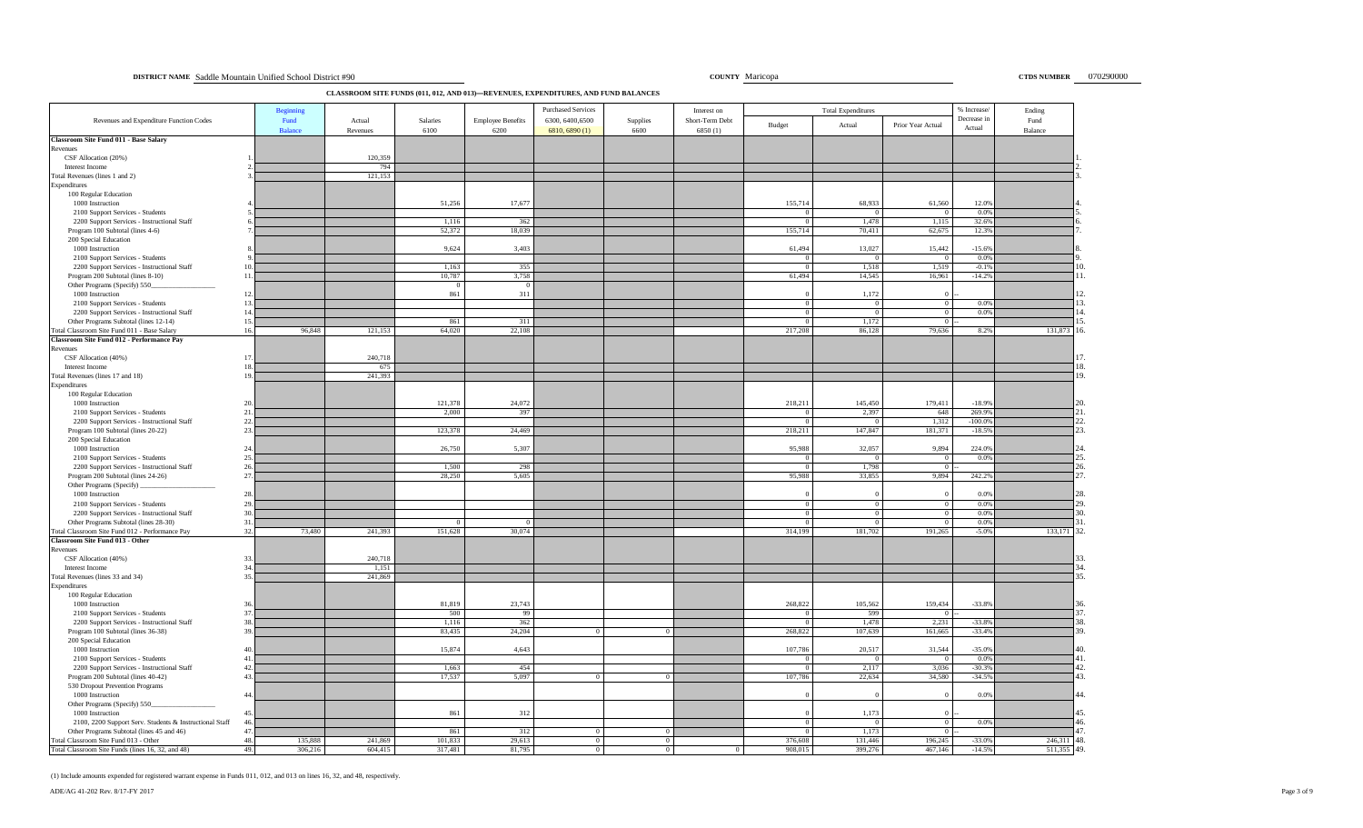**DISTRICT NAME** Saddle Mountain Unified School District #90 **COUNTY** Maricopa **CTDS NUMBER** 070290000

## CLASSROOM SITE FUNDS (011, 012, AND 013)—REVENUES, EXPENDITURES, AND FUND BALANCES

| Revenues and Expenditure Function Codes | | Beginning Fund Balance | Actual Revenues | Salaries 6100 | Employee Benefits 6200 | Purchased Services 6300, 6400, 6500 6810, 6890 (1) | Supplies 6600 | Interest on Short-Term Debt 6850 (1) | Total Expenditures Budget | Total Expenditures Actual | Total Expenditures Prior Year Actual | % Increase/ Decrease in Actual | Ending Fund Balance | |
|---|---|---|---|---|---|---|---|---|---|---|---|---|---|---|
| **Classroom Site Fund 011 - Base Salary** | | | | | | | | | | | | | | |
| Revenues | | | | | | | | | | | | | | |
| CSF Allocation (20%) | 1. | | 120,359 | | | | | | | | | | | 1. |
| Interest Income | 2. | | 794 | | | | | | | | | | | 2. |
| Total Revenues (lines 1 and 2) | 3. | | 121,153 | | | | | | | | | | | 3. |
| Expenditures | | | | | | | | | | | | | | |
| 100 Regular Education | | | | | | | | | | | | | | |
| 1000 Instruction | 4. | | | 51,256 | 17,677 | | | | 155,714 | 68,933 | 61,560 | 12.0% | | 4. |
| 2100 Support Services - Students | 5. | | | | | | | | 0 | 0 | 0 | 0.0% | | 5. |
| 2200 Support Services - Instructional Staff | 6. | | | 1,116 | 362 | | | | 0 | 1,478 | 1,115 | 32.6% | | 6. |
| Program 100 Subtotal (lines 4-6) | 7. | | | 52,372 | 18,039 | | | | 155,714 | 70,411 | 62,675 | 12.3% | | 7. |
| 200 Special Education | | | | | | | | | | | | | | |
| 1000 Instruction | 8. | | | 9,624 | 3,403 | | | | 61,494 | 13,027 | 15,442 | -15.6% | | 8. |
| 2100 Support Services - Students | 9. | | | | | | | | 0 | 0 | 0 | 0.0% | | 9. |
| 2200 Support Services - Instructional Staff | 10. | | | 1,163 | 355 | | | | 0 | 1,518 | 1,519 | -0.1% | | 10. |
| Program 200 Subtotal (lines 8-10) | 11. | | | 10,787 | 3,758 | | | | 61,494 | 14,545 | 16,961 | -14.2% | | 11. |
| Other Programs (Specify) 550_______ | | | | 0 | 0 | | | | | | | | | |
| 1000 Instruction | 12. | | | 861 | 311 | | | | 0 | 1,172 | 0 | -- | | 12. |
| 2100 Support Services - Students | 13. | | | | | | | | 0 | 0 | 0 | 0.0% | | 13. |
| 2200 Support Services - Instructional Staff | 14. | | | | | | | | 0 | 0 | 0 | 0.0% | | 14. |
| Other Programs Subtotal (lines 12-14) | 15. | | | 861 | 311 | | | | 0 | 1,172 | 0 | -- | | 15. |
| Total Classroom Site Fund 011 - Base Salary | 16. | 96,848 | 121,153 | 64,020 | 22,108 | | | | 217,208 | 86,128 | 79,636 | 8.2% | 131,873 | 16. |
| **Classroom Site Fund 012 - Performance Pay** | | | | | | | | | | | | | | |
| Revenues | | | | | | | | | | | | | | |
| CSF Allocation (40%) | 17. | | 240,718 | | | | | | | | | | | 17. |
| Interest Income | 18. | | 675 | | | | | | | | | | | 18. |
| Total Revenues (lines 17 and 18) | 19. | | 241,393 | | | | | | | | | | | 19. |
| Expenditures | | | | | | | | | | | | | | |
| 100 Regular Education | | | | | | | | | | | | | | |
| 1000 Instruction | 20. | | | 121,378 | 24,072 | | | | 218,211 | 145,450 | 179,411 | -18.9% | | 20. |
| 2100 Support Services - Students | 21. | | | 2,000 | 397 | | | | 0 | 2,397 | 648 | 269.9% | | 21. |
| 2200 Support Services - Instructional Staff | 22. | | | | | | | | 0 | 0 | 1,312 | -100.0% | | 22. |
| Program 100 Subtotal (lines 20-22) | 23. | | | 123,378 | 24,469 | | | | 218,211 | 147,847 | 181,371 | -18.5% | | 23. |
| 200 Special Education | | | | | | | | | | | | | | |
| 1000 Instruction | 24. | | | 26,750 | 5,307 | | | | 95,988 | 32,057 | 9,894 | 224.0% | | 24. |
| 2100 Support Services - Students | 25. | | | | | | | | 0 | 0 | 0 | 0.0% | | 25. |
| 2200 Support Services - Instructional Staff | 26. | | | 1,500 | 298 | | | | 0 | 1,798 | 0 | -- | | 26. |
| Program 200 Subtotal (lines 24-26) | 27. | | | 28,250 | 5,605 | | | | 95,988 | 33,855 | 9,894 | 242.2% | | 27. |
| Other Programs (Specify) _______ | | | | | | | | | | | | | | |
| 1000 Instruction | 28. | | | | | | | | 0 | 0 | 0 | 0.0% | | 28. |
| 2100 Support Services - Students | 29. | | | | | | | | 0 | 0 | 0 | 0.0% | | 29. |
| 2200 Support Services - Instructional Staff | 30. | | | | | | | | 0 | 0 | 0 | 0.0% | | 30. |
| Other Programs Subtotal (lines 28-30) | 31. | | | 0 | 0 | | | | 0 | 0 | 0 | 0.0% | | 31. |
| Total Classroom Site Fund 012 - Performance Pay | 32. | 73,480 | 241,393 | 151,628 | 30,074 | | | | 314,199 | 181,702 | 191,265 | -5.0% | 133,171 | 32. |
| **Classroom Site Fund 013 - Other** | | | | | | | | | | | | | | |
| Revenues | | | | | | | | | | | | | | |
| CSF Allocation (40%) | 33. | | 240,718 | | | | | | | | | | | 33. |
| Interest Income | 34. | | 1,151 | | | | | | | | | | | 34. |
| Total Revenues (lines 33 and 34) | 35. | | 241,869 | | | | | | | | | | | 35. |
| Expenditures | | | | | | | | | | | | | | |
| 100 Regular Education | | | | | | | | | | | | | | |
| 1000 Instruction | 36. | | | 81,819 | 23,743 | | | | 268,822 | 105,562 | 159,434 | -33.8% | | 36. |
| 2100 Support Services - Students | 37. | | | 500 | 99 | | | | 0 | 599 | 0 | -- | | 37. |
| 2200 Support Services - Instructional Staff | 38. | | | 1,116 | 362 | | | | 0 | 1,478 | 2,231 | -33.8% | | 38. |
| Program 100 Subtotal (lines 36-38) | 39. | | | 83,435 | 24,204 | 0 | 0 | | 268,822 | 107,639 | 161,665 | -33.4% | | 39. |
| 200 Special Education | | | | | | | | | | | | | | |
| 1000 Instruction | 40. | | | 15,874 | 4,643 | | | | 107,786 | 20,517 | 31,544 | -35.0% | | 40. |
| 2100 Support Services - Students | 41. | | | | | | | | 0 | 0 | 0 | 0.0% | | 41. |
| 2200 Support Services - Instructional Staff | 42. | | | 1,663 | 454 | | | | 0 | 2,117 | 3,036 | -30.3% | | 42. |
| Program 200 Subtotal (lines 40-42) | 43. | | | 17,537 | 5,097 | 0 | 0 | | 107,786 | 22,634 | 34,580 | -34.5% | | 43. |
| 530 Dropout Prevention Programs | | | | | | | | | | | | | | |
| 1000 Instruction | 44. | | | | | | | | 0 | 0 | 0 | 0.0% | | 44. |
| Other Programs (Specify) 550_______ | | | | | | | | | | | | | | |
| 1000 Instruction | 45. | | | 861 | 312 | | | | 0 | 1,173 | 0 | -- | | 45. |
| 2100, 2200 Support Serv. Students & Instructional Staff | 46. | | | | | | | | 0 | 0 | 0 | 0.0% | | 46. |
| Other Programs Subtotal (lines 45 and 46) | 47. | | | 861 | 312 | 0 | 0 | | 0 | 1,173 | 0 | -- | | 47. |
| Total Classroom Site Fund 013 - Other | 48. | 135,888 | 241,869 | 101,833 | 29,613 | 0 | 0 | | 376,608 | 131,446 | 196,245 | -33.0% | 246,311 | 48. |
| Total Classroom Site Funds (lines 16, 32, and 48) | 49. | 306,216 | 604,415 | 317,481 | 81,795 | 0 | 0 | 0 | 908,015 | 399,276 | 467,146 | -14.5% | 511,355 | 49. |

(1) Include amounts expended for registered warrant expense in Funds 011, 012, and 013 on lines 16, 32, and 48, respectively.

ADE/AG 41-202 Rev. 8/17-FY 2017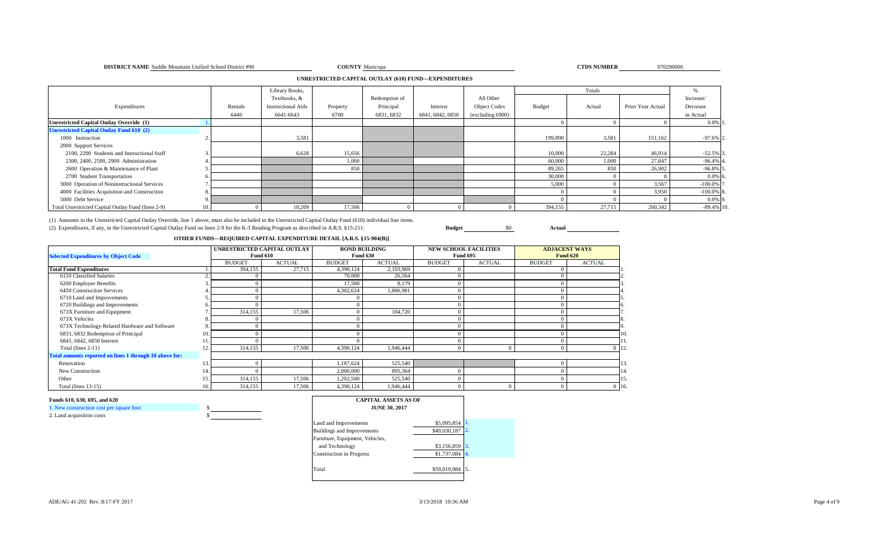**DISTRICT NAME** Saddle Mountain Unified School District #90 **COUNTY** Maricopa **CTDS NUMBER** 070290000

## UNRESTRICTED CAPITAL OUTLAY (610) FUND—EXPENDITURES

| Expenditures | | Rentals 6440 | Library Books, Textbooks, & Instructional Aids 6641-6643 | Property 6700 | Redemption of Principal 6831, 6832 | Interest 6841, 6842, 6850 | All Other Object Codes (excluding 6900) | Totals Budget | Totals Actual | Totals Prior Year Actual | % Increase/ Decrease in Actual | |
|---|---|---|---|---|---|---|---|---|---|---|---|---|
| **Unrestricted Capital Outlay Override (1)** | 1. | | | | | | | 0 | 0 | 0 | 0.0% | 1. |
| **Unrestricted Capital Outlay Fund 610 (2)** | | | | | | | | | | | | |
| 1000 Instruction | 2. | | 3,581 | | | | | 199,890 | 3,581 | 151,162 | -97.6% | 2. |
| 2000 Support Services | | | | | | | | | | | | |
| 2100, 2200 Students and Instructional Staff | 3. | | 6,628 | 15,656 | | | | 10,000 | 22,284 | 46,914 | -52.5% | 3. |
| 2300, 2400, 2500, 2900 Administration | 4. | | | 1,000 | | | | 60,000 | 1,000 | 27,847 | -96.4% | 4. |
| 2600 Operation & Maintenance of Plant | 5. | | | 850 | | | | 89,265 | 850 | 26,902 | -96.8% | 5. |
| 2700 Student Transportation | 6. | | | | | | | 30,000 | 0 | 0 | 0.0% | 6. |
| 3000 Operation of Noninstructional Services | 7. | | | | | | | 5,000 | 0 | 3,567 | -100.0% | 7. |
| 4000 Facilities Acquisition and Construction | 8. | | | | | | | 0 | 0 | 3,950 | -100.0% | 8. |
| 5000 Debt Service | 9. | | | | | | | 0 | 0 | 0 | 0.0% | 9. |
| Total Unrestricted Capital Outlay Fund (lines 2-9) | 10. | 0 | 10,209 | 17,506 | 0 | 0 | 0 | 394,155 | 27,715 | 260,342 | -89.4% | 10. |

(1) Amounts in the Unrestricted Capital Outlay Override, line 1 above, must also be included in the Unrestricted Capital Outlay Fund (610) individual line items.
(2) Expenditures, if any, in the Unrestricted Capital Outlay Fund on lines 2-9 for the K-3 Reading Program as described in A.R.S. §15-211: **Budget** $0 **Actual**

## OTHER FUNDS—REQUIRED CAPITAL EXPENDITURE DETAIL [A.R.S. §15-904(B)]

| Selected Expenditures by Object Code | | UNRESTRICTED CAPITAL OUTLAY Fund 610 BUDGET | Fund 610 ACTUAL | BOND BUILDING Fund 630 BUDGET | Fund 630 ACTUAL | NEW SCHOOL FACILITIES Fund 695 BUDGET | Fund 695 ACTUAL | ADJACENT WAYS Fund 620 BUDGET | Fund 620 ACTUAL | |
|---|---|---|---|---|---|---|---|---|---|---|
| **Total Fund Expenditures** | 1. | 394,155 | 27,715 | 4,390,124 | 2,103,969 | 0 | | 0 | | 1. |
| 6150 Classified Salaries | 2. | 0 | | 70,000 | 26,564 | 0 | | 0 | | 2. |
| 6200 Employee Benefits | 3. | 0 | | 17,500 | 8,179 | 0 | | 0 | | 3. |
| 6450 Construction Services | 4. | 0 | | 4,302,624 | 1,806,981 | 0 | | 0 | | 4. |
| 6710 Land and Improvements | 5. | 0 | | 0 | | 0 | | 0 | | 5. |
| 6720 Buildings and Improvements | 6. | 0 | | 0 | | 0 | | 0 | | 6. |
| 673X Furniture and Equipment | 7. | 314,155 | 17,506 | 0 | 104,720 | 0 | | 0 | | 7. |
| 673X Vehicles | 8. | 0 | | 0 | | 0 | | 0 | | 8. |
| 673X Technology-Related Hardware and Software | 9. | 0 | | 0 | | 0 | | 0 | | 9. |
| 6831, 6832 Redemption of Principal | 10. | 0 | | 0 | | 0 | | 0 | | 10. |
| 6841, 6842, 6850 Interest | 11. | 0 | | 0 | | 0 | | 0 | | 11. |
| Total (lines 2-11) | 12. | 314,155 | 17,506 | 4,390,124 | 1,946,444 | 0 | 0 | 0 | 0 | 12. |
| **Total amounts reported on lines 1 through 10 above for:** | | | | | | | | | | |
| Renovation | 13. | 0 | | 1,187,624 | 525,540 | | | 0 | | 13. |
| New Construction | 14. | 0 | | 2,000,000 | 895,364 | 0 | | 0 | | 14. |
| Other | 15. | 314,155 | 17,506 | 1,202,500 | 525,540 | 0 | | 0 | | 15. |
| Total (lines 13-15) | 16. | 314,155 | 17,506 | 4,390,124 | 1,946,444 | 0 | 0 | 0 | 0 | 16. |

**Funds 610, 630, 695, and 620**

1. New construction cost per square foot $
2. Land acquisition costs $

| CAPITAL ASSETS AS OF JUNE 30, 2017 | | |
|---|---|---|
| Land and Improvements | $5,095,854 | 1. |
| Buildings and Improvements | $49,030,187 | 2. |
| Furniture, Equipment, Vehicles, and Technology | $3,156,859 | 3. |
| Construction in Progress | $1,737,084 | 4. |
| Total | $59,019,984 | 5. |

ADE/AG 41-202 Rev. 8/17-FY 2017 3/13/2018 10:36 AM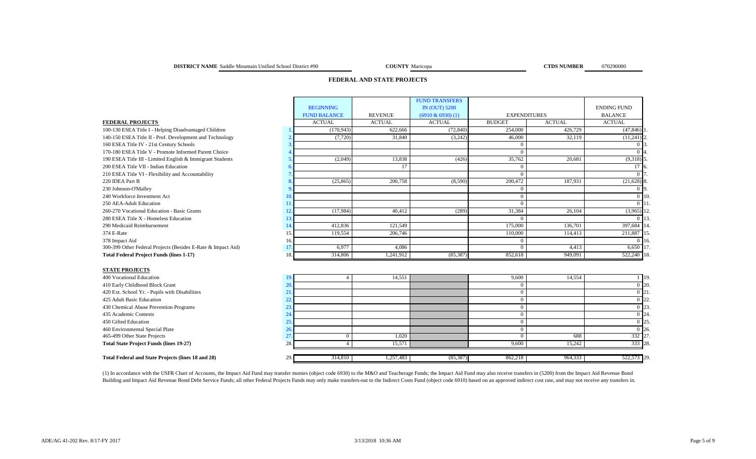**DISTRICT NAME** Saddle Mountain Unified School District #90 **COUNTY** Maricopa **CTDS NUMBER** 070290000

## FEDERAL AND STATE PROJECTS

| | | BEGINNING FUND BALANCE | REVENUE | FUND TRANSFERS IN (OUT) 5200 (6910 & 6930) (1) | EXPENDITURES | | ENDING FUND BALANCE | |
|---|---|---|---|---|---|---|---|---|
| **FEDERAL PROJECTS** | | ACTUAL | ACTUAL | ACTUAL | BUDGET | ACTUAL | ACTUAL | |
| 100-130 ESEA Title I - Helping Disadvantaged Children | 1. | (170,943) | 622,666 | (72,840) | 254,000 | 426,729 | (47,846) | 1. |
| 140-150 ESEA Title II - Prof. Development and Technology | 2. | (7,720) | 31,840 | (3,242) | 46,000 | 32,119 | (11,241) | 2. |
| 160 ESEA Title IV - 21st Century Schools | 3. | | | | 0 | | 0 | 3. |
| 170-180 ESEA Title V - Promote Informed Parent Choice | 4. | | | | 0 | | 0 | 4. |
| 190 ESEA Title III - Limited English & Immigrant Students | 5. | (2,049) | 13,838 | (426) | 35,762 | 20,681 | (9,318) | 5. |
| 200 ESEA Title VII - Indian Education | 6. | | 17 | | 0 | | 17 | 6. |
| 210 ESEA Title VI - Flexibility and Accountability | 7. | | | | 0 | | 0 | 7. |
| 220 IDEA Part B | 8. | (25,865) | 200,758 | (8,590) | 200,472 | 187,931 | (21,628) | 8. |
| 230 Johnson-O'Malley | 9. | | | | 0 | | 0 | 9. |
| 240 Workforce Investment Act | 10. | | | | 0 | | 0 | 10. |
| 250 AEA-Adult Education | 11. | | | | 0 | | 0 | 11. |
| 260-270 Vocational Education - Basic Grants | 12. | (17,984) | 40,412 | (289) | 31,384 | 26,104 | (3,965) | 12. |
| 280 ESEA Title X - Homeless Education | 13. | | | | 0 | | 0 | 13. |
| 290 Medicaid Reimbursement | 14. | 412,836 | 121,549 | | 175,000 | 136,701 | 397,684 | 14. |
| 374 E-Rate | 15. | 119,554 | 206,746 | | 110,000 | 114,413 | 211,887 | 15. |
| 378 Impact Aid | 16. | | | | 0 | | 0 | 16. |
| 300-399 Other Federal Projects (Besides E-Rate & Impact Aid) | 17. | 6,977 | 4,086 | | 0 | 4,413 | 6,650 | 17. |
| **Total Federal Project Funds (lines 1-17)** | 18. | 314,806 | 1,241,912 | (85,387) | 852,618 | 949,091 | 522,240 | 18. |
| **STATE PROJECTS** | | | | | | | | |
| 400 Vocational Education | 19. | 4 | 14,551 | | 9,600 | 14,554 | 1 | 19. |
| 410 Early Childhood Block Grant | 20. | | | | 0 | | 0 | 20. |
| 420 Ext. School Yr. - Pupils with Disabilities | 21. | | | | 0 | | 0 | 21. |
| 425 Adult Basic Education | 22. | | | | 0 | | 0 | 22. |
| 430 Chemical Abuse Prevention Programs | 23. | | | | 0 | | 0 | 23. |
| 435 Academic Contests | 24. | | | | 0 | | 0 | 24. |
| 450 Gifted Education | 25. | | | | 0 | | 0 | 25. |
| 460 Environmental Special Plate | 26. | | | | 0 | | 0 | 26. |
| 465-499 Other State Projects | 27. | 0 | 1,020 | | 0 | 688 | 332 | 27. |
| **Total State Project Funds (lines 19-27)** | 28. | 4 | 15,571 | | 9,600 | 15,242 | 333 | 28. |
| **Total Federal and State Projects (lines 18 and 28)** | 29. | 314,810 | 1,257,483 | (85,387) | 862,218 | 964,333 | 522,573 | 29. |

(1) In accordance with the USFR Chart of Accounts, the Impact Aid Fund may transfer monies (object code 6930) to the M&O and Teacherage Funds; the Impact Aid Fund may also receive transfers in (5200) from the Impact Aid Revenue Bond Building and Impact Aid Revenue Bond Debt Service Funds; all other Federal Projects Funds may only make transfers-out to the Indirect Costs Fund (object code 6910) based on an approved indirect cost rate, and may not receive any transfers in.

ADE/AG 41-202 Rev. 8/17-FY 2017 3/13/2018 10:36 AM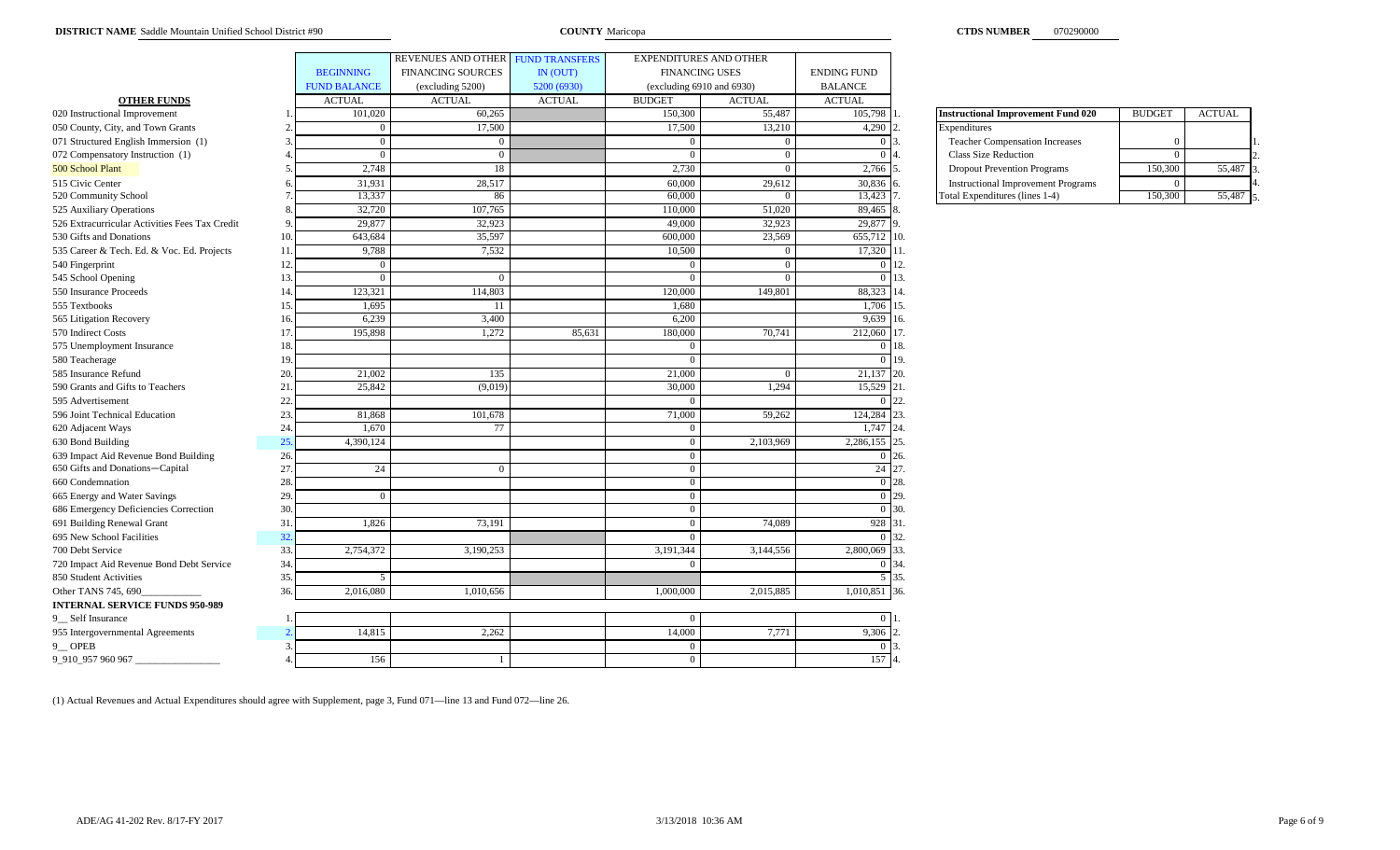**DISTRICT NAME** Saddle Mountain Unified School District #90 **COUNTY** Maricopa **CTDS NUMBER** 070290000

| OTHER FUNDS | | BEGINNING FUND BALANCE | REVENUES AND OTHER FINANCING SOURCES (excluding 5200) | FUND TRANSFERS IN (OUT) 5200 (6930) | EXPENDITURES AND OTHER FINANCING USES (excluding 6910 and 6930) | | ENDING FUND BALANCE | |
|---|---|---|---|---|---|---|---|---|
| | | ACTUAL | ACTUAL | ACTUAL | BUDGET | ACTUAL | ACTUAL | |
| 020 Instructional Improvement | 1. | 101,020 | 60,265 | | 150,300 | 55,487 | 105,798 | 1. |
| 050 County, City, and Town Grants | 2. | 0 | 17,500 | | 17,500 | 13,210 | 4,290 | 2. |
| 071 Structured English Immersion (1) | 3. | 0 | 0 | | 0 | 0 | 0 | 3. |
| 072 Compensatory Instruction (1) | 4. | 0 | 0 | | 0 | 0 | 0 | 4. |
| 500 School Plant | 5. | 2,748 | 18 | | 2,730 | 0 | 2,766 | 5. |
| 515 Civic Center | 6. | 31,931 | 28,517 | | 60,000 | 29,612 | 30,836 | 6. |
| 520 Community School | 7. | 13,337 | 86 | | 60,000 | 0 | 13,423 | 7. |
| 525 Auxiliary Operations | 8. | 32,720 | 107,765 | | 110,000 | 51,020 | 89,465 | 8. |
| 526 Extracurricular Activities Fees Tax Credit | 9. | 29,877 | 32,923 | | 49,000 | 32,923 | 29,877 | 9. |
| 530 Gifts and Donations | 10. | 643,684 | 35,597 | | 600,000 | 23,569 | 655,712 | 10. |
| 535 Career & Tech. Ed. & Voc. Ed. Projects | 11. | 9,788 | 7,532 | | 10,500 | 0 | 17,320 | 11. |
| 540 Fingerprint | 12. | 0 | | | 0 | 0 | 0 | 12. |
| 545 School Opening | 13. | 0 | 0 | | 0 | 0 | 0 | 13. |
| 550 Insurance Proceeds | 14. | 123,321 | 114,803 | | 120,000 | 149,801 | 88,323 | 14. |
| 555 Textbooks | 15. | 1,695 | 11 | | 1,680 | | 1,706 | 15. |
| 565 Litigation Recovery | 16. | 6,239 | 3,400 | | 6,200 | | 9,639 | 16. |
| 570 Indirect Costs | 17. | 195,898 | 1,272 | 85,631 | 180,000 | 70,741 | 212,060 | 17. |
| 575 Unemployment Insurance | 18. | | | | 0 | | 0 | 18. |
| 580 Teacherage | 19. | | | | 0 | | 0 | 19. |
| 585 Insurance Refund | 20. | 21,002 | 135 | | 21,000 | 0 | 21,137 | 20. |
| 590 Grants and Gifts to Teachers | 21. | 25,842 | (9,019) | | 30,000 | 1,294 | 15,529 | 21. |
| 595 Advertisement | 22. | | | | 0 | | 0 | 22. |
| 596 Joint Technical Education | 23. | 81,868 | 101,678 | | 71,000 | 59,262 | 124,284 | 23. |
| 620 Adjacent Ways | 24. | 1,670 | 77 | | 0 | | 1,747 | 24. |
| 630 Bond Building | 25. | 4,390,124 | | | 0 | 2,103,969 | 2,286,155 | 25. |
| 639 Impact Aid Revenue Bond Building | 26. | | | | 0 | | 0 | 26. |
| 650 Gifts and Donations—Capital | 27. | 24 | 0 | | 0 | | 24 | 27. |
| 660 Condemnation | 28. | | | | 0 | | 0 | 28. |
| 665 Energy and Water Savings | 29. | 0 | | | 0 | | 0 | 29. |
| 686 Emergency Deficiencies Correction | 30. | | | | 0 | | 0 | 30. |
| 691 Building Renewal Grant | 31. | 1,826 | 73,191 | | 0 | 74,089 | 928 | 31. |
| 695 New School Facilities | 32. | | | | 0 | | 0 | 32. |
| 700 Debt Service | 33. | 2,754,372 | 3,190,253 | | 3,191,344 | 3,144,556 | 2,800,069 | 33. |
| 720 Impact Aid Revenue Bond Debt Service | 34. | | | | 0 | | 0 | 34. |
| 850 Student Activities | 35. | 5 | | | | | 5 | 35. |
| Other TANS 745, 690___________ | 36. | 2,016,080 | 1,010,656 | | 1,000,000 | 2,015,885 | 1,010,851 | 36. |
| **INTERNAL SERVICE FUNDS 950-989** | | | | | | | | |
| 9__ Self Insurance | 1. | | | | 0 | | 0 | 1. |
| 955 Intergovernmental Agreements | 2. | 14,815 | 2,262 | | 14,000 | 7,771 | 9,306 | 2. |
| 9__ OPEB | 3. | | | | 0 | | 0 | 3. |
| 9_910_957 960 967 ________________ | 4. | 156 | 1 | | 0 | | 157 | 4. |

| Instructional Improvement Fund 020 | BUDGET | ACTUAL | |
|---|---|---|---|
| Expenditures | | | |
| Teacher Compensation Increases | 0 | | 1. |
| Class Size Reduction | 0 | | 2. |
| Dropout Prevention Programs | 150,300 | 55,487 | 3. |
| Instructional Improvement Programs | 0 | | 4. |
| Total Expenditures (lines 1-4) | 150,300 | 55,487 | 5. |

(1) Actual Revenues and Actual Expenditures should agree with Supplement, page 3, Fund 071—line 13 and Fund 072—line 26.

ADE/AG 41-202 Rev. 8/17-FY 2017 3/13/2018 10:36 AM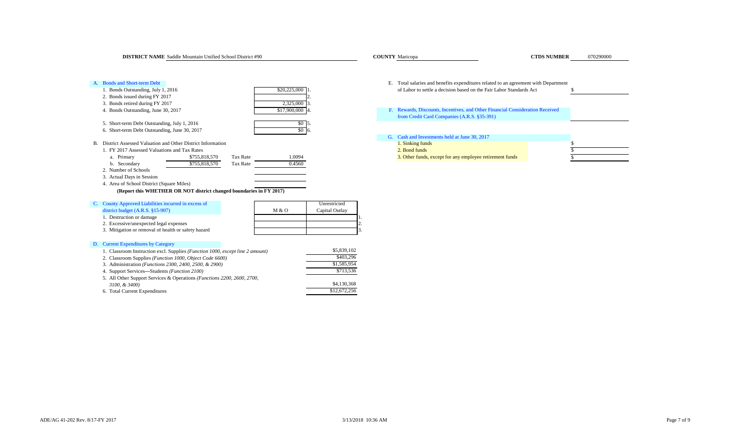**DISTRICT NAME** Saddle Mountain Unified School District #90 **COUNTY** Maricopa **CTDS NUMBER** 070290000

A. Bonds and Short-term Debt

| | | |
|---|---|---|
| 1. Bonds Outstanding, July 1, 2016 | $20,225,000 | 1. |
| 2. Bonds issued during FY 2017 | | 2. |
| 3. Bonds retired during FY 2017 | 2,325,000 | 3. |
| 4. Bonds Outstanding, June 30, 2017 | $17,900,000 | 4. |
| 5. Short-term Debt Outstanding, July 1, 2016 | $0 | 5. |
| 6. Short-term Debt Outstanding, June 30, 2017 | $0 | 6. |

B. District Assessed Valuation and Other District Information

1. FY 2017 Assessed Valuations and Tax Rates

| | | | |
|---|---|---|---|
| a. Primary | $755,818,570 | Tax Rate | 1.0094 |
| b. Secondary | $755,818,570 | Tax Rate | 0.4560 |

2. Number of Schools
3. Actual Days in Session
4. Area of School District (Square Miles)

**(Report this WHETHER OR NOT district changed boundaries in FY 2017)**

C. County Approved Liabilities incurred in excess of district budget (A.R.S. §15-907)

| | M & O | Unrestricted Capital Outlay | |
|---|---|---|---|
| 1. Destruction or damage | | | 1. |
| 2. Excessive/unexpected legal expenses | | | 2. |
| 3. Mitigation or removal of health or safety hazard | | | 3. |

D. Current Expenditures by Category

| | |
|---|---|
| 1. Classroom Instruction excl. Supplies *(Function 1000, except line 2 amount)* | $5,839,102 |
| 2. Classroom Supplies *(Function 1000, Object Code 6600)* | $403,296 |
| 3. Administration *(Functions 2300, 2400, 2500, & 2900)* | $1,585,954 |
| 4. Support Services—Students *(Function 2100)* | $713,536 |
| 5. All Other Support Services & Operations *(Functions 2200, 2600, 2700, 3100, & 3400)* | $4,130,368 |
| 6. Total Current Expenditures | $12,672,256 |

E. Total salaries and benefits expenditures related to an agreement with Department of Labor to settle a decision based on the Fair Labor Standards Act $

F. Rewards, Discounts, Incentives, and Other Financial Consideration Received from Credit Card Companies (A.R.S. §35-391)

G. Cash and Investments held at June 30, 2017

| | |
|---|---|
| 1. Sinking funds | $ |
| 2. Bond funds | $ |
| 3. Other funds, except for any employee retirement funds | $ |

ADE/AG 41-202 Rev. 8/17-FY 2017 3/13/2018 10:36 AM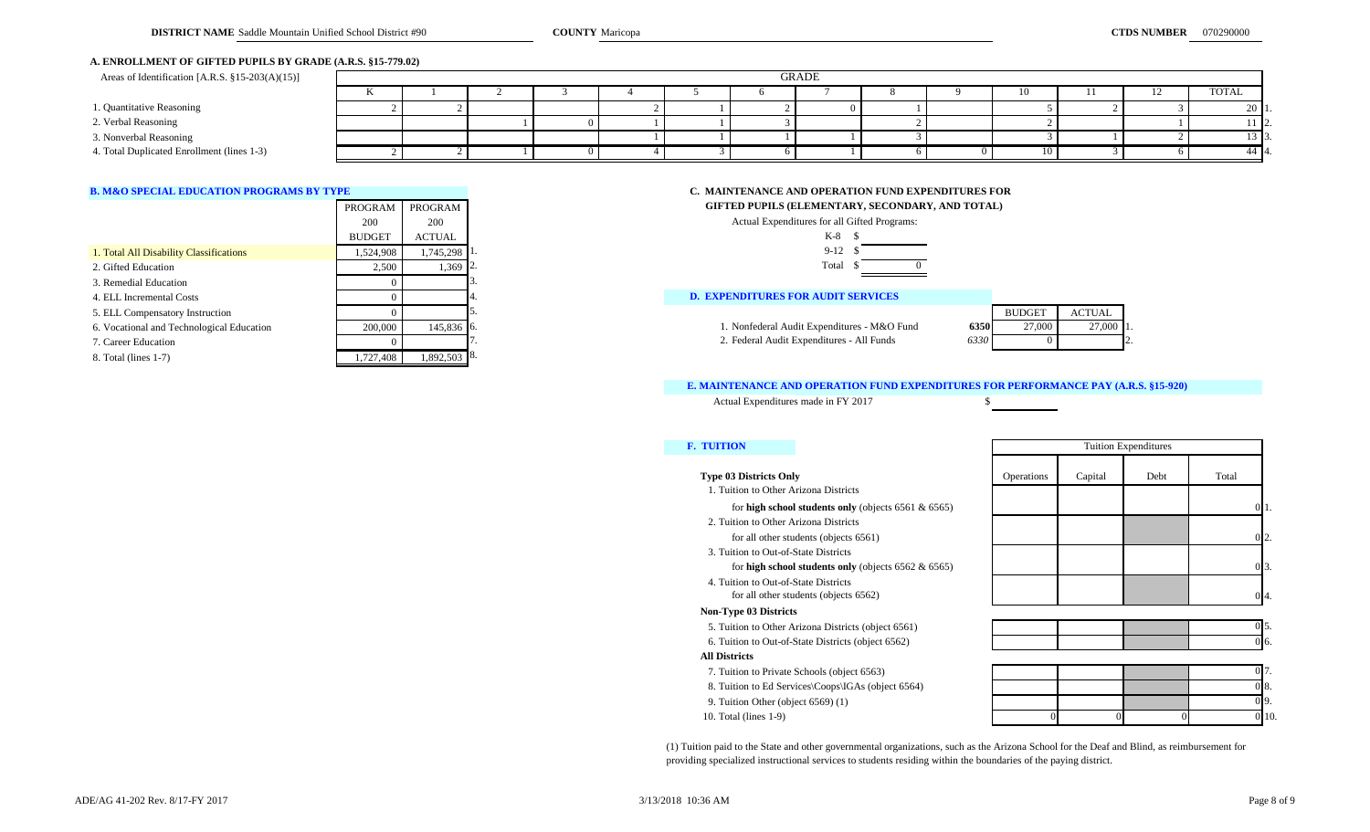**DISTRICT NAME** Saddle Mountain Unified School District #90 **COUNTY** Maricopa **CTDS NUMBER** 070290000

### A. ENROLLMENT OF GIFTED PUPILS BY GRADE (A.R.S. §15-779.02)

| Areas of Identification [A.R.S. §15-203(A)(15)] | K | 1 | 2 | 3 | 4 | 5 | 6 | 7 | 8 | 9 | 10 | 11 | 12 | TOTAL | |
|---|---|---|---|---|---|---|---|---|---|---|---|---|---|---|---|
| 1. Quantitative Reasoning | 2 | 2 | | | 2 | 1 | 2 | 0 | 1 | | 5 | 2 | 3 | 20 | 1. |
| 2. Verbal Reasoning | | | 1 | 0 | 1 | 1 | 3 | | 2 | | 2 | | 1 | 11 | 2. |
| 3. Nonverbal Reasoning | | | | | 1 | 1 | 1 | 1 | 3 | | 3 | 1 | 2 | 13 | 3. |
| 4. Total Duplicated Enrollment (lines 1-3) | 2 | 2 | 1 | 0 | 4 | 3 | 6 | 1 | 6 | 0 | 10 | 3 | 6 | 44 | 4. |

### B. M&O SPECIAL EDUCATION PROGRAMS BY TYPE

| | PROGRAM 200 BUDGET | PROGRAM 200 ACTUAL | |
|---|---|---|---|
| 1. Total All Disability Classifications | 1,524,908 | 1,745,298 | 1. |
| 2. Gifted Education | 2,500 | 1,369 | 2. |
| 3. Remedial Education | 0 | | 3. |
| 4. ELL Incremental Costs | 0 | | 4. |
| 5. ELL Compensatory Instruction | 0 | | 5. |
| 6. Vocational and Technological Education | 200,000 | 145,836 | 6. |
| 7. Career Education | 0 | | 7. |
| 8. Total (lines 1-7) | 1,727,408 | 1,892,503 | 8. |

### C. MAINTENANCE AND OPERATION FUND EXPENDITURES FOR GIFTED PUPILS (ELEMENTARY, SECONDARY, AND TOTAL)

Actual Expenditures for all Gifted Programs:

K-8 $
9-12 $
Total $ 0

### D. EXPENDITURES FOR AUDIT SERVICES

| | | BUDGET | ACTUAL | |
|---|---|---|---|---|
| 1. Nonfederal Audit Expenditures - M&O Fund | **6350** | 27,000 | 27,000 | 1. |
| 2. Federal Audit Expenditures - All Funds | *6330* | 0 | | 2. |

### E. MAINTENANCE AND OPERATION FUND EXPENDITURES FOR PERFORMANCE PAY (A.R.S. §15-920)

Actual Expenditures made in FY 2017 $

### F. TUITION

| | Operations | Capital | Debt | Total | |
|---|---|---|---|---|---|
| **Type 03 Districts Only** | | | | | |
| 1. Tuition to Other Arizona Districts for **high school students only** (objects 6561 & 6565) | | | | 0 | 1. |
| 2. Tuition to Other Arizona Districts for all other students (objects 6561) | | | | 0 | 2. |
| 3. Tuition to Out-of-State Districts for **high school students only** (objects 6562 & 6565) | | | | 0 | 3. |
| 4. Tuition to Out-of-State Districts for all other students (objects 6562) | | | | 0 | 4. |
| **Non-Type 03 Districts** | | | | | |
| 5. Tuition to Other Arizona Districts (object 6561) | | | | 0 | 5. |
| 6. Tuition to Out-of-State Districts (object 6562) | | | | 0 | 6. |
| **All Districts** | | | | | |
| 7. Tuition to Private Schools (object 6563) | | | | 0 | 7. |
| 8. Tuition to Ed Services\Coops\IGAs (object 6564) | | | | 0 | 8. |
| 9. Tuition Other (object 6569) (1) | | | | 0 | 9. |
| 10. Total (lines 1-9) | 0 | 0 | 0 | 0 | 10. |

(1) Tuition paid to the State and other governmental organizations, such as the Arizona School for the Deaf and Blind, as reimbursement for providing specialized instructional services to students residing within the boundaries of the paying district.

ADE/AG 41-202 Rev. 8/17-FY 2017 3/13/2018 10:36 AM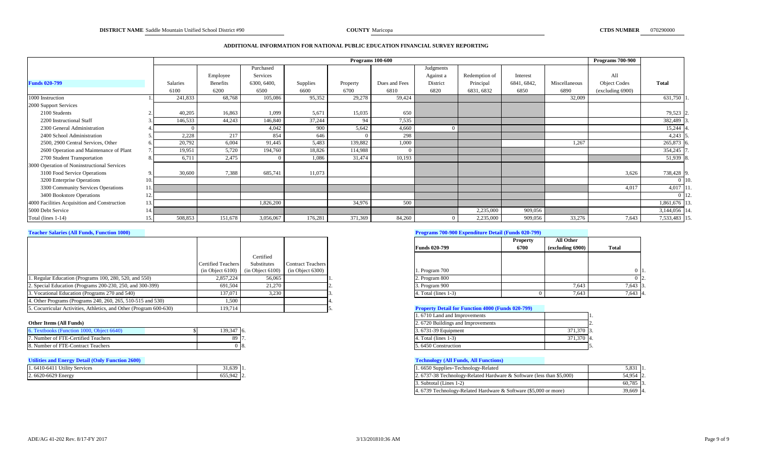**DISTRICT NAME** Saddle Mountain Unified School District #90 **COUNTY** Maricopa **CTDS NUMBER** 070290000

## ADDITIONAL INFORMATION FOR NATIONAL PUBLIC EDUCATION FINANCIAL SURVEY REPORTING

| Funds 020-799 | | Programs 100-600 Salaries 6100 | Employee Benefits 6200 | Purchased Services 6300, 6400, 6500 | Supplies 6600 | Property 6700 | Dues and Fees 6810 | Judgments Against a District 6820 | Redemption of Principal 6831, 6832 | Interest 6841, 6842, 6850 | Miscellaneous 6890 | Programs 700-900 All Object Codes (excluding 6900) | Total | |
|---|---|---|---|---|---|---|---|---|---|---|---|---|---|---|
| 1000 Instruction | 1. | 241,833 | 68,768 | 105,086 | 95,352 | 29,278 | 59,424 | | | | 32,009 | | 631,750 | 1. |
| 2000 Support Services | | | | | | | | | | | | | | |
| 2100 Students | 2. | 40,205 | 16,863 | 1,099 | 5,671 | 15,035 | 650 | | | | | | 79,523 | 2. |
| 2200 Instructional Staff | 3. | 146,533 | 44,243 | 146,840 | 37,244 | 94 | 7,535 | | | | | | 382,489 | 3. |
| 2300 General Administration | 4. | 0 | | 4,042 | 900 | 5,642 | 4,660 | 0 | | | | | 15,244 | 4. |
| 2400 School Administration | 5. | 2,228 | 217 | 854 | 646 | 0 | 298 | | | | | | 4,243 | 5. |
| 2500, 2900 Central Services, Other | 6. | 20,792 | 6,004 | 91,445 | 5,483 | 139,882 | 1,000 | | | | 1,267 | | 265,873 | 6. |
| 2600 Operation and Maintenance of Plant | 7. | 19,951 | 5,720 | 194,760 | 18,826 | 114,988 | 0 | | | | | | 354,245 | 7. |
| 2700 Student Transportation | 8. | 6,711 | 2,475 | 0 | 1,086 | 31,474 | 10,193 | | | | | | 51,939 | 8. |
| 3000 Operation of Noninstructional Services | | | | | | | | | | | | | | |
| 3100 Food Service Operations | 9. | 30,600 | 7,388 | 685,741 | 11,073 | | | | | | | 3,626 | 738,428 | 9. |
| 3200 Enterprise Operations | 10. | | | | | | | | | | | | 0 | 10. |
| 3300 Community Services Operations | 11. | | | | | | | | | | | 4,017 | 4,017 | 11. |
| 3400 Bookstore Operations | 12. | | | | | | | | | | | | 0 | 12. |
| 4000 Facilities Acquisition and Construction | 13. | | | 1,826,200 | | 34,976 | 500 | | | | | | 1,861,676 | 13. |
| 5000 Debt Service | 14. | | | | | | | | 2,235,000 | 909,056 | | | 3,144,056 | 14. |
| Total (lines 1-14) | 15. | 508,853 | 151,678 | 3,056,067 | 176,281 | 371,369 | 84,260 | 0 | 2,235,000 | 909,056 | 33,276 | 7,643 | 7,533,483 | 15. |

### Teacher Salaries (All Funds, Function 1000)

| | Certified Teachers (in Object 6100) | Certified Substitutes (in Object 6100) | Contract Teachers (in Object 6300) | |
|---|---|---|---|---|
| 1. Regular Education (Programs 100, 280, 520, and 550) | 2,857,224 | 56,065 | | 1. |
| 2. Special Education (Programs 200-230, 250, and 300-399) | 691,504 | 21,270 | | 2. |
| 3. Vocational Education (Programs 270 and 540) | 137,071 | 3,230 | | 3. |
| 4. Other Programs (Programs 240, 260, 265, 510-515 and 530) | 1,500 | | | 4. |
| 5. Cocurricular Activities, Athletics, and Other (Program 600-630) | 119,714 | | | 5. |

### Other Items (All Funds)

| | | |
|---|---|---|
| 6. Textbooks (Function 1000, Object 6640) | $ 139,347 | 6. |
| 7. Number of FTE-Certified Teachers | 89 | 7. |
| 8. Number of FTE-Contract Teachers | 0 | 8. |

### Utilities and Energy Detail (Only Function 2600)

| | | |
|---|---|---|
| 1. 6410-6411 Utility Services | 31,639 | 1. |
| 2. 6620-6629 Energy | 655,942 | 2. |

### Programs 700-900 Expenditure Detail (Funds 020-799)

| Funds 020-799 | Property 6700 | All Other (excluding 6900) | Total | |
|---|---|---|---|---|
| 1. Program 700 | | | 0 | 1. |
| 2. Program 800 | | | 0 | 2. |
| 3. Program 900 | | 7,643 | 7,643 | 3. |
| 4. Total (lines 1-3) | 0 | 7,643 | 7,643 | 4. |

### Property Detail for Function 4000 (Funds 020-799)

| | | |
|---|---|---|
| 1. 6710 Land and Improvements | | 1. |
| 2. 6720 Buildings and Improvements | | 2. |
| 3. 6731-39 Equipment | 371,370 | 3. |
| 4. Total (lines 1-3) | 371,370 | 4. |
| 5. 6450 Construction | | 5. |

### Technology (All Funds, All Functions)

| | | |
|---|---|---|
| 1. 6650 Supplies–Technology-Related | 5,831 | 1. |
| 2. 6737-38 Technology-Related Hardware & Software (less than $5,000) | 54,954 | 2. |
| 3. Subtotal (Lines 1-2) | 60,785 | 3. |
| 4. 6739 Technology-Related Hardware & Software ($5,000 or more) | 39,669 | 4. |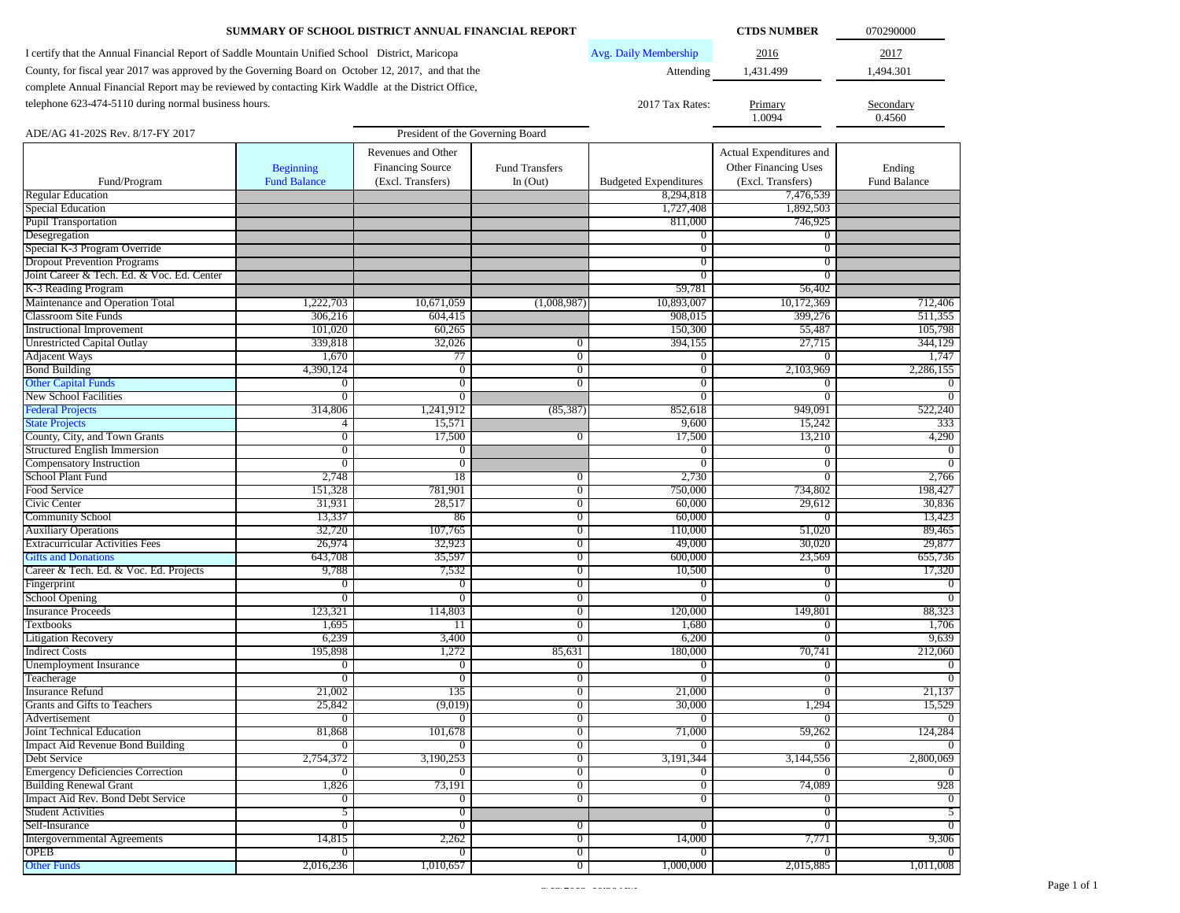# SUMMARY OF SCHOOL DISTRICT ANNUAL FINANCIAL REPORT

**CTDS NUMBER** 070290000

I certify that the Annual Financial Report of Saddle Mountain Unified School District, Maricopa County, for fiscal year 2017 was approved by the Governing Board on October 12, 2017, and that the complete Annual Financial Report may be reviewed by contacting Kirk Waddle at the District Office, telephone 623-474-5110 during normal business hours.

| Avg. Daily Membership | 2016 | 2017 |
|---|---|---|
| Attending | 1,431.499 | 1,494.301 |

| 2017 Tax Rates: | Primary | Secondary |
|---|---|---|
| | 1.0094 | 0.4560 |

ADE/AG 41-202S Rev. 8/17-FY 2017

President of the Governing Board

| Fund/Program | Beginning Fund Balance | Revenues and Other Financing Source (Excl. Transfers) | Fund Transfers In (Out) | Budgeted Expenditures | Actual Expenditures and Other Financing Uses (Excl. Transfers) | Ending Fund Balance |
|---|---|---|---|---|---|---|
| Regular Education | | | | 8,294,818 | 7,476,539 | |
| Special Education | | | | 1,727,408 | 1,892,503 | |
| Pupil Transportation | | | | 811,000 | 746,925 | |
| Desegregation | | | | 0 | 0 | |
| Special K-3 Program Override | | | | 0 | 0 | |
| Dropout Prevention Programs | | | | 0 | 0 | |
| Joint Career & Tech. Ed. & Voc. Ed. Center | | | | 0 | 0 | |
| K-3 Reading Program | | | | 59,781 | 56,402 | |
| Maintenance and Operation Total | 1,222,703 | 10,671,059 | (1,008,987) | 10,893,007 | 10,172,369 | 712,406 |
| Classroom Site Funds | 306,216 | 604,415 | | 908,015 | 399,276 | 511,355 |
| Instructional Improvement | 101,020 | 60,265 | | 150,300 | 55,487 | 105,798 |
| Unrestricted Capital Outlay | 339,818 | 32,026 | 0 | 394,155 | 27,715 | 344,129 |
| Adjacent Ways | 1,670 | 77 | 0 | 0 | 0 | 1,747 |
| Bond Building | 4,390,124 | 0 | 0 | 0 | 2,103,969 | 2,286,155 |
| Other Capital Funds | 0 | 0 | 0 | 0 | 0 | 0 |
| New School Facilities | 0 | 0 | | 0 | 0 | 0 |
| Federal Projects | 314,806 | 1,241,912 | (85,387) | 852,618 | 949,091 | 522,240 |
| State Projects | 4 | 15,571 | | 9,600 | 15,242 | 333 |
| County, City, and Town Grants | 0 | 17,500 | 0 | 17,500 | 13,210 | 4,290 |
| Structured English Immersion | 0 | 0 | | 0 | 0 | 0 |
| Compensatory Instruction | 0 | 0 | | 0 | 0 | 0 |
| School Plant Fund | 2,748 | 18 | 0 | 2,730 | 0 | 2,766 |
| Food Service | 151,328 | 781,901 | 0 | 750,000 | 734,802 | 198,427 |
| Civic Center | 31,931 | 28,517 | 0 | 60,000 | 29,612 | 30,836 |
| Community School | 13,337 | 86 | 0 | 60,000 | 0 | 13,423 |
| Auxiliary Operations | 32,720 | 107,765 | 0 | 110,000 | 51,020 | 89,465 |
| Extracurricular Activities Fees | 26,974 | 32,923 | 0 | 49,000 | 30,020 | 29,877 |
| Gifts and Donations | 643,708 | 35,597 | 0 | 600,000 | 23,569 | 655,736 |
| Career & Tech. Ed. & Voc. Ed. Projects | 9,788 | 7,532 | 0 | 10,500 | 0 | 17,320 |
| Fingerprint | 0 | 0 | 0 | 0 | 0 | 0 |
| School Opening | 0 | 0 | 0 | 0 | 0 | 0 |
| Insurance Proceeds | 123,321 | 114,803 | 0 | 120,000 | 149,801 | 88,323 |
| Textbooks | 1,695 | 11 | 0 | 1,680 | 0 | 1,706 |
| Litigation Recovery | 6,239 | 3,400 | 0 | 6,200 | 0 | 9,639 |
| Indirect Costs | 195,898 | 1,272 | 85,631 | 180,000 | 70,741 | 212,060 |
| Unemployment Insurance | 0 | 0 | 0 | 0 | 0 | 0 |
| Teacherage | 0 | 0 | 0 | 0 | 0 | 0 |
| Insurance Refund | 21,002 | 135 | 0 | 21,000 | 0 | 21,137 |
| Grants and Gifts to Teachers | 25,842 | (9,019) | 0 | 30,000 | 1,294 | 15,529 |
| Advertisement | 0 | 0 | 0 | 0 | 0 | 0 |
| Joint Technical Education | 81,868 | 101,678 | 0 | 71,000 | 59,262 | 124,284 |
| Impact Aid Revenue Bond Building | 0 | 0 | 0 | 0 | 0 | 0 |
| Debt Service | 2,754,372 | 3,190,253 | 0 | 3,191,344 | 3,144,556 | 2,800,069 |
| Emergency Deficiencies Correction | 0 | 0 | 0 | 0 | 0 | 0 |
| Building Renewal Grant | 1,826 | 73,191 | 0 | 0 | 74,089 | 928 |
| Impact Aid Rev. Bond Debt Service | 0 | 0 | 0 | 0 | 0 | 0 |
| Student Activities | 5 | 0 | | | 0 | 5 |
| Self-Insurance | 0 | 0 | 0 | 0 | 0 | 0 |
| Intergovernmental Agreements | 14,815 | 2,262 | 0 | 14,000 | 7,771 | 9,306 |
| OPEB | 0 | 0 | 0 | 0 | 0 | 0 |
| Other Funds | 2,016,236 | 1,010,657 | 0 | 1,000,000 | 2,015,885 | 1,011,008 |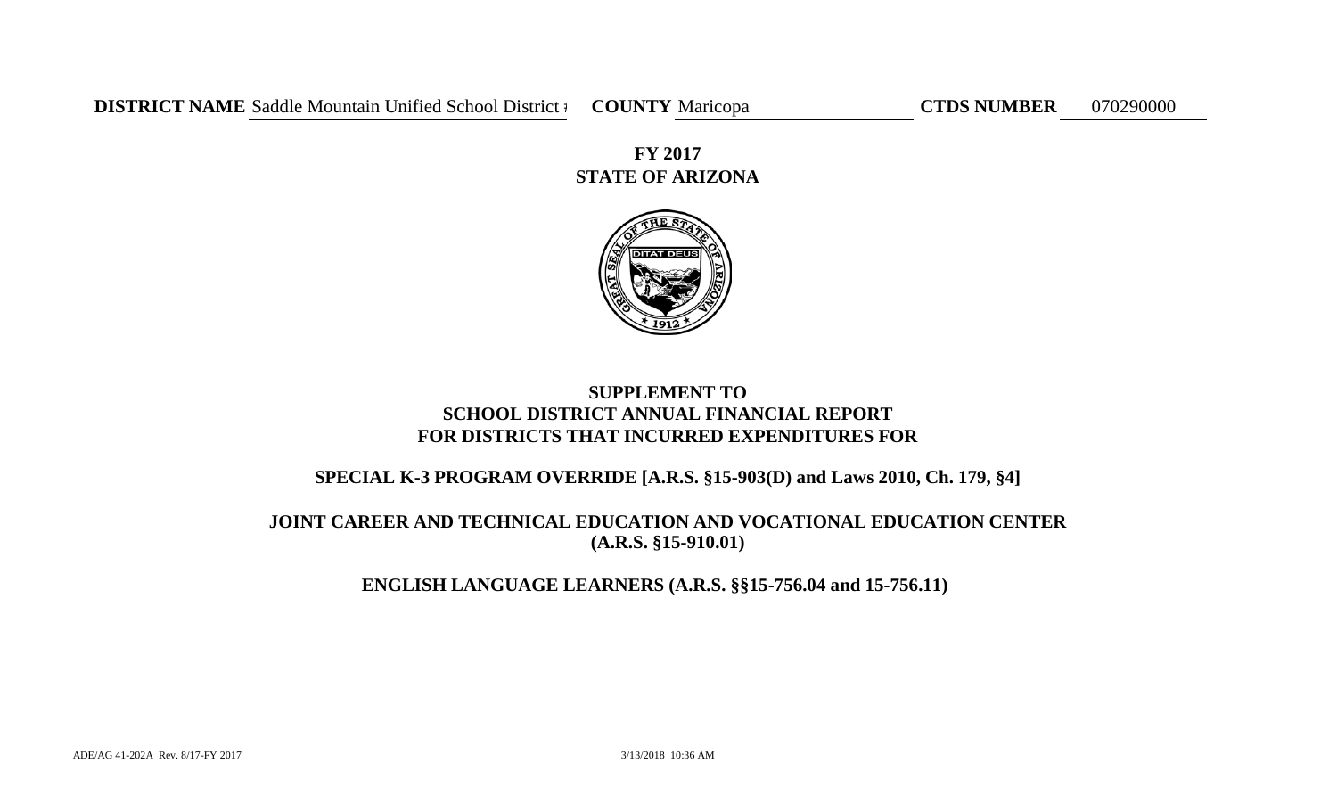**DISTRICT NAME** Saddle Mountain Unified School District # **COUNTY** Maricopa **CTDS NUMBER** 070290000

**FY 2017**
**STATE OF ARIZONA**

# SUPPLEMENT TO SCHOOL DISTRICT ANNUAL FINANCIAL REPORT FOR DISTRICTS THAT INCURRED EXPENDITURES FOR

## SPECIAL K-3 PROGRAM OVERRIDE [A.R.S. §15-903(D) and Laws 2010, Ch. 179, §4]

## JOINT CAREER AND TECHNICAL EDUCATION AND VOCATIONAL EDUCATION CENTER (A.R.S. §15-910.01)

## ENGLISH LANGUAGE LEARNERS (A.R.S. §§15-756.04 and 15-756.11)

ADE/AG 41-202A Rev. 8/17-FY 2017 3/13/2018 10:36 AM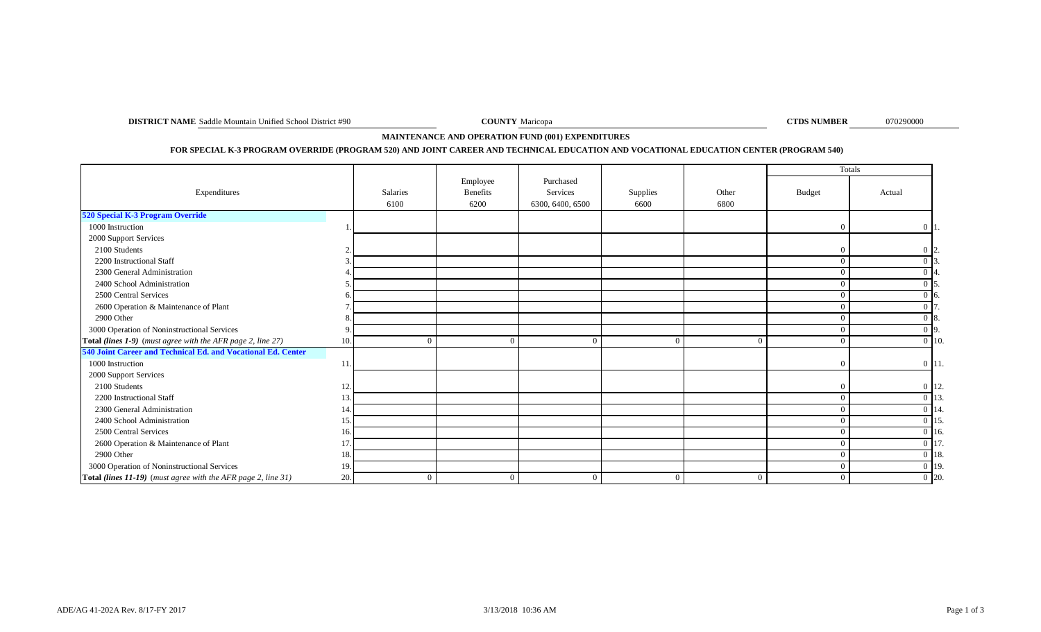**DISTRICT NAME** Saddle Mountain Unified School District #90 **COUNTY** Maricopa **CTDS NUMBER** 070290000

## MAINTENANCE AND OPERATION FUND (001) EXPENDITURES

### FOR SPECIAL K-3 PROGRAM OVERRIDE (PROGRAM 520) AND JOINT CAREER AND TECHNICAL EDUCATION AND VOCATIONAL EDUCATION CENTER (PROGRAM 540)

| Expenditures | | Salaries 6100 | Employee Benefits 6200 | Purchased Services 6300, 6400, 6500 | Supplies 6600 | Other 6800 | Totals | | |
|---|---|---|---|---|---|---|---|---|---|
| | | | | | | | Budget | Actual | |
| **520 Special K-3 Program Override** | | | | | | | | | |
| 1000 Instruction | 1. | | | | | | 0 | 0 | 1. |
| 2000 Support Services | | | | | | | | | |
| 2100 Students | 2. | | | | | | 0 | 0 | 2. |
| 2200 Instructional Staff | 3. | | | | | | 0 | 0 | 3. |
| 2300 General Administration | 4. | | | | | | 0 | 0 | 4. |
| 2400 School Administration | 5. | | | | | | 0 | 0 | 5. |
| 2500 Central Services | 6. | | | | | | 0 | 0 | 6. |
| 2600 Operation & Maintenance of Plant | 7. | | | | | | 0 | 0 | 7. |
| 2900 Other | 8. | | | | | | 0 | 0 | 8. |
| 3000 Operation of Noninstructional Services | 9. | | | | | | 0 | 0 | 9. |
| **Total *(lines 1-9)*** *(must agree with the AFR page 2, line 27)* | 10. | 0 | 0 | 0 | 0 | 0 | 0 | 0 | 10. |
| **540 Joint Career and Technical Ed. and Vocational Ed. Center** | | | | | | | | | |
| 1000 Instruction | 11. | | | | | | 0 | 0 | 11. |
| 2000 Support Services | | | | | | | | | |
| 2100 Students | 12. | | | | | | 0 | 0 | 12. |
| 2200 Instructional Staff | 13. | | | | | | 0 | 0 | 13. |
| 2300 General Administration | 14. | | | | | | 0 | 0 | 14. |
| 2400 School Administration | 15. | | | | | | 0 | 0 | 15. |
| 2500 Central Services | 16. | | | | | | 0 | 0 | 16. |
| 2600 Operation & Maintenance of Plant | 17. | | | | | | 0 | 0 | 17. |
| 2900 Other | 18. | | | | | | 0 | 0 | 18. |
| 3000 Operation of Noninstructional Services | 19. | | | | | | 0 | 0 | 19. |
| **Total *(lines 11-19)*** *(must agree with the AFR page 2, line 31)* | 20. | 0 | 0 | 0 | 0 | 0 | 0 | 0 | 20. |

ADE/AG 41-202A Rev. 8/17-FY 2017 3/13/2018 10:36 AM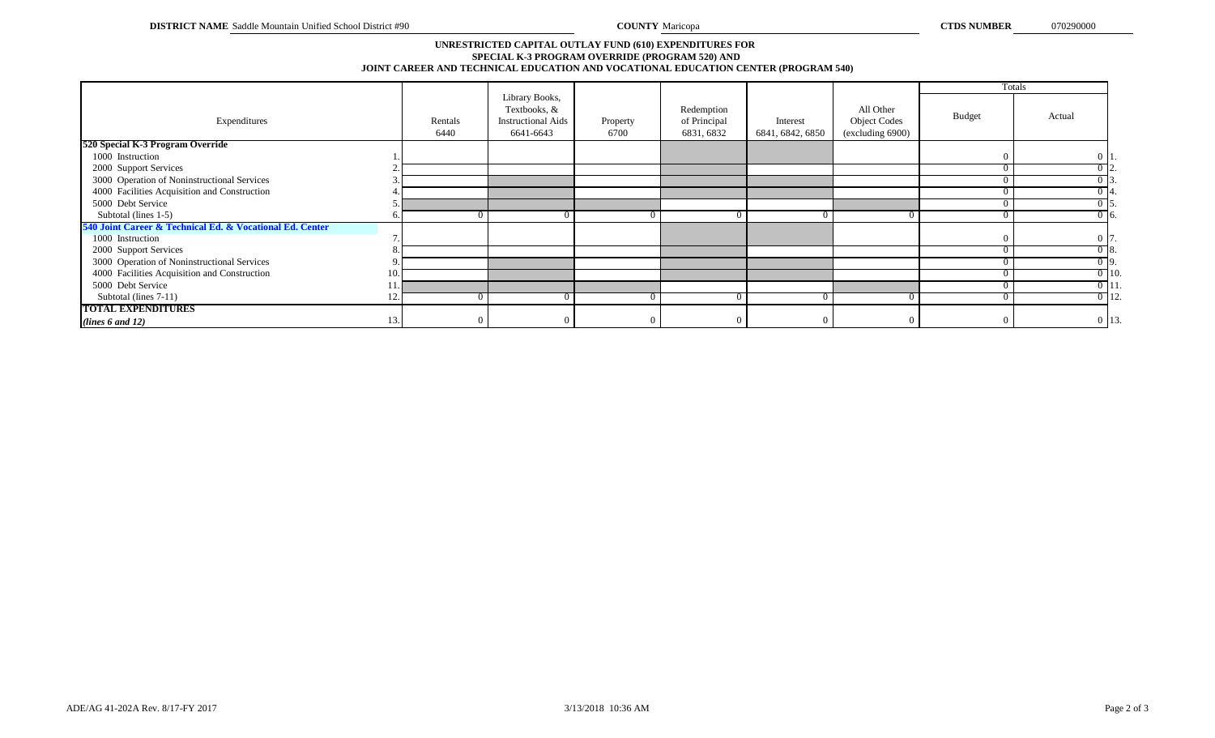**DISTRICT NAME** Saddle Mountain Unified School District #90 **COUNTY** Maricopa **CTDS NUMBER** 070290000

## UNRESTRICTED CAPITAL OUTLAY FUND (610) EXPENDITURES FOR SPECIAL K-3 PROGRAM OVERRIDE (PROGRAM 520) AND JOINT CAREER AND TECHNICAL EDUCATION AND VOCATIONAL EDUCATION CENTER (PROGRAM 540)

| Expenditures | | Rentals 6440 | Library Books, Textbooks, & Instructional Aids 6641-6643 | Property 6700 | Redemption of Principal 6831, 6832 | Interest 6841, 6842, 6850 | All Other Object Codes (excluding 6900) | Totals Budget | Totals Actual | |
|---|---|---|---|---|---|---|---|---|---|---|
| **520 Special K-3 Program Override** | | | | | | | | | | |
| 1000 Instruction | 1. | | | | | | | 0 | 0 | 1. |
| 2000 Support Services | 2. | | | | | | | 0 | 0 | 2. |
| 3000 Operation of Noninstructional Services | 3. | | | | | | | 0 | 0 | 3. |
| 4000 Facilities Acquisition and Construction | 4. | | | | | | | 0 | 0 | 4. |
| 5000 Debt Service | 5. | | | | | | | 0 | 0 | 5. |
| Subtotal (lines 1-5) | 6. | 0 | 0 | 0 | 0 | 0 | 0 | 0 | 0 | 6. |
| **540 Joint Career & Technical Ed. & Vocational Ed. Center** | | | | | | | | | | |
| 1000 Instruction | 7. | | | | | | | 0 | 0 | 7. |
| 2000 Support Services | 8. | | | | | | | 0 | 0 | 8. |
| 3000 Operation of Noninstructional Services | 9. | | | | | | | 0 | 0 | 9. |
| 4000 Facilities Acquisition and Construction | 10. | | | | | | | 0 | 0 | 10. |
| 5000 Debt Service | 11. | | | | | | | 0 | 0 | 11. |
| Subtotal (lines 7-11) | 12. | 0 | 0 | 0 | 0 | 0 | 0 | 0 | 0 | 12. |
| **TOTAL EXPENDITURES** *(lines 6 and 12)* | 13. | 0 | 0 | 0 | 0 | 0 | 0 | 0 | 0 | 13. |

ADE/AG 41-202A Rev. 8/17-FY 2017 3/13/2018 10:36 AM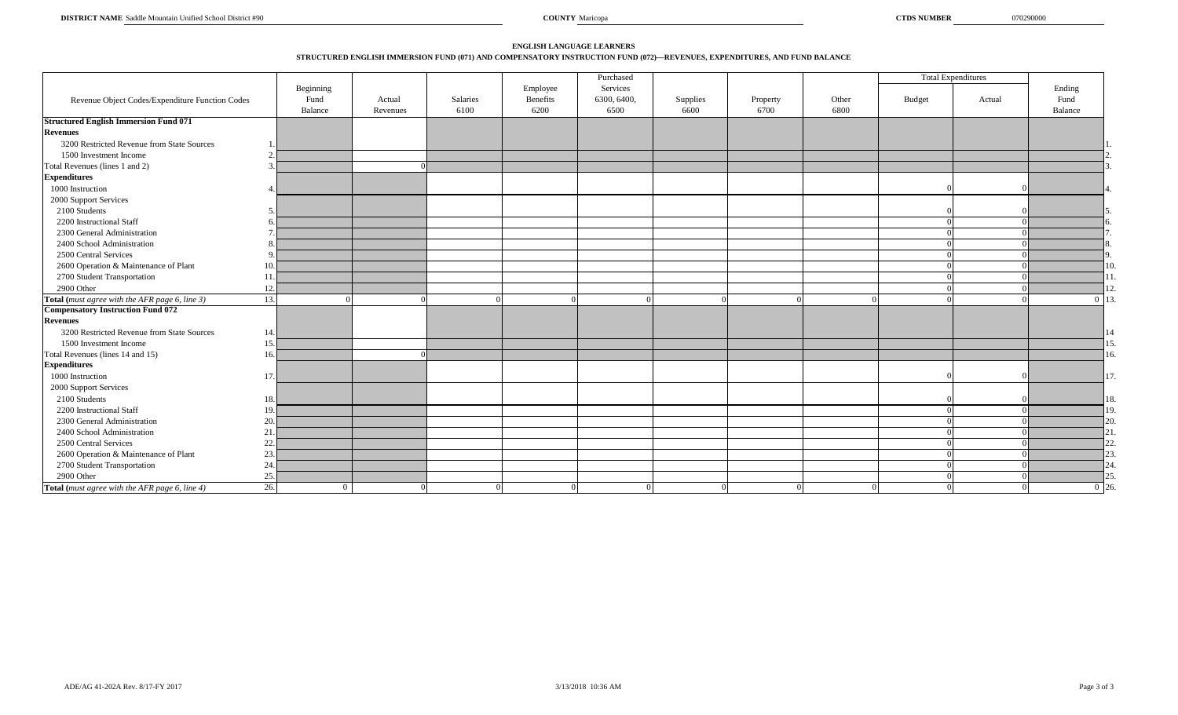**DISTRICT NAME** Saddle Mountain Unified School District #90 **COUNTY** Maricopa **CTDS NUMBER** 070290000

**ENGLISH LANGUAGE LEARNERS**

**STRUCTURED ENGLISH IMMERSION FUND (071) AND COMPENSATORY INSTRUCTION FUND (072)—REVENUES, EXPENDITURES, AND FUND BALANCE**

| Revenue Object Codes/Expenditure Function Codes | | Beginning Fund Balance | Actual Revenues | Salaries 6100 | Employee Benefits 6200 | Purchased Services 6300, 6400, 6500 | Supplies 6600 | Property 6700 | Other 6800 | Total Expenditures Budget | Total Expenditures Actual | Ending Fund Balance | |
|---|---|---|---|---|---|---|---|---|---|---|---|---|---|
| **Structured English Immersion Fund 071** | | | | | | | | | | | | | |
| **Revenues** | | | | | | | | | | | | | |
| 3200 Restricted Revenue from State Sources | 1. | | | | | | | | | | | | 1. |
| 1500 Investment Income | 2. | | | | | | | | | | | | 2. |
| Total Revenues (lines 1 and 2) | 3. | | 0 | | | | | | | | | | 3. |
| **Expenditures** | | | | | | | | | | | | | |
| 1000 Instruction | 4. | | | | | | | | | 0 | 0 | | 4. |
| 2000 Support Services | | | | | | | | | | | | | |
| 2100 Students | 5. | | | | | | | | | 0 | 0 | | 5. |
| 2200 Instructional Staff | 6. | | | | | | | | | 0 | 0 | | 6. |
| 2300 General Administration | 7. | | | | | | | | | 0 | 0 | | 7. |
| 2400 School Administration | 8. | | | | | | | | | 0 | 0 | | 8. |
| 2500 Central Services | 9. | | | | | | | | | 0 | 0 | | 9. |
| 2600 Operation & Maintenance of Plant | 10. | | | | | | | | | 0 | 0 | | 10. |
| 2700 Student Transportation | 11. | | | | | | | | | 0 | 0 | | 11. |
| 2900 Other | 12. | | | | | | | | | 0 | 0 | | 12. |
| **Total** (*must agree with the AFR page 6, line 3*) | 13. | 0 | 0 | 0 | 0 | 0 | 0 | 0 | 0 | 0 | 0 | 0 | 13. |
| **Compensatory Instruction Fund 072** | | | | | | | | | | | | | |
| **Revenues** | | | | | | | | | | | | | |
| 3200 Restricted Revenue from State Sources | 14. | | | | | | | | | | | | 14 |
| 1500 Investment Income | 15. | | | | | | | | | | | | 15. |
| Total Revenues (lines 14 and 15) | 16. | | 0 | | | | | | | | | | 16. |
| **Expenditures** | | | | | | | | | | | | | |
| 1000 Instruction | 17. | | | | | | | | | 0 | 0 | | 17. |
| 2000 Support Services | | | | | | | | | | | | | |
| 2100 Students | 18. | | | | | | | | | 0 | 0 | | 18. |
| 2200 Instructional Staff | 19. | | | | | | | | | 0 | 0 | | 19. |
| 2300 General Administration | 20. | | | | | | | | | 0 | 0 | | 20. |
| 2400 School Administration | 21. | | | | | | | | | 0 | 0 | | 21. |
| 2500 Central Services | 22. | | | | | | | | | 0 | 0 | | 22. |
| 2600 Operation & Maintenance of Plant | 23. | | | | | | | | | 0 | 0 | | 23. |
| 2700 Student Transportation | 24. | | | | | | | | | 0 | 0 | | 24. |
| 2900 Other | 25. | | | | | | | | | 0 | 0 | | 25. |
| **Total** (*must agree with the AFR page 6, line 4*) | 26. | 0 | 0 | 0 | 0 | 0 | 0 | 0 | 0 | 0 | 0 | 0 | 26. |

ADE/AG 41-202A Rev. 8/17-FY 2017 3/13/2018 10:36 AM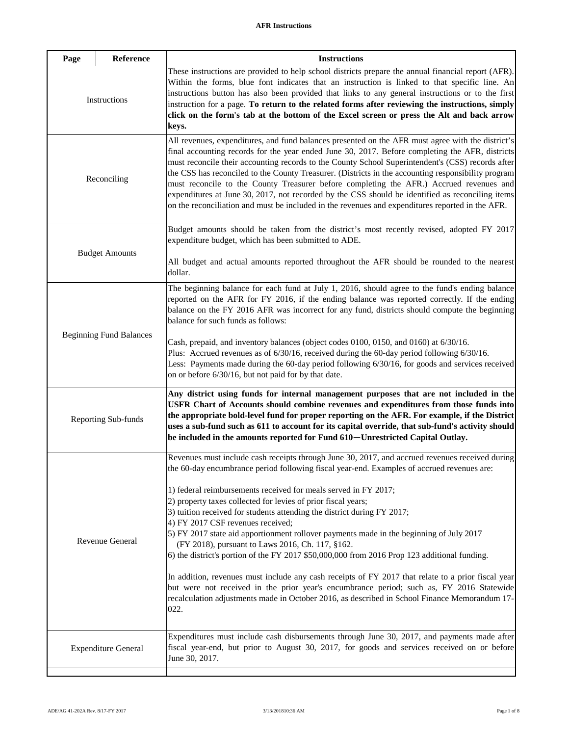# AFR Instructions

| Page | Reference | Instructions |
|---|---|---|
| Instructions | | These instructions are provided to help school districts prepare the annual financial report (AFR). Within the forms, blue font indicates that an instruction is linked to that specific line. An instructions button has also been provided that links to any general instructions or to the first instruction for a page. **To return to the related forms after reviewing the instructions, simply click on the form's tab at the bottom of the Excel screen or press the Alt and back arrow keys.** |
| Reconciling | | All revenues, expenditures, and fund balances presented on the AFR must agree with the district's final accounting records for the year ended June 30, 2017. Before completing the AFR, districts must reconcile their accounting records to the County School Superintendent's (CSS) records after the CSS has reconciled to the County Treasurer. (Districts in the accounting responsibility program must reconcile to the County Treasurer before completing the AFR.) Accrued revenues and expenditures at June 30, 2017, not recorded by the CSS should be identified as reconciling items on the reconciliation and must be included in the revenues and expenditures reported in the AFR. |
| Budget Amounts | | Budget amounts should be taken from the district's most recently revised, adopted FY 2017 expenditure budget, which has been submitted to ADE.<br><br>All budget and actual amounts reported throughout the AFR should be rounded to the nearest dollar. |
| Beginning Fund Balances | | The beginning balance for each fund at July 1, 2016, should agree to the fund's ending balance reported on the AFR for FY 2016, if the ending balance was reported correctly. If the ending balance on the FY 2016 AFR was incorrect for any fund, districts should compute the beginning balance for such funds as follows:<br><br>Cash, prepaid, and inventory balances (object codes 0100, 0150, and 0160) at 6/30/16.<br>Plus: Accrued revenues as of 6/30/16, received during the 60-day period following 6/30/16.<br>Less: Payments made during the 60-day period following 6/30/16, for goods and services received on or before 6/30/16, but not paid for by that date. |
| Reporting Sub-funds | | **Any district using funds for internal management purposes that are not included in the USFR Chart of Accounts should combine revenues and expenditures from those funds into the appropriate bold-level fund for proper reporting on the AFR. For example, if the District uses a sub-fund such as 611 to account for its capital override, that sub-fund's activity should be included in the amounts reported for Fund 610—Unrestricted Capital Outlay.** |
| Revenue General | | Revenues must include cash receipts through June 30, 2017, and accrued revenues received during the 60-day encumbrance period following fiscal year-end. Examples of accrued revenues are:<br><br>1) federal reimbursements received for meals served in FY 2017;<br>2) property taxes collected for levies of prior fiscal years;<br>3) tuition received for students attending the district during FY 2017;<br>4) FY 2017 CSF revenues received;<br>5) FY 2017 state aid apportionment rollover payments made in the beginning of July 2017 (FY 2018), pursuant to Laws 2016, Ch. 117, §162.<br>6) the district's portion of the FY 2017 $50,000,000 from 2016 Prop 123 additional funding.<br><br>In addition, revenues must include any cash receipts of FY 2017 that relate to a prior fiscal year but were not received in the prior year's encumbrance period; such as, FY 2016 Statewide recalculation adjustments made in October 2016, as described in School Finance Memorandum 17-022. |
| Expenditure General | | Expenditures must include cash disbursements through June 30, 2017, and payments made after fiscal year-end, but prior to August 30, 2017, for goods and services received on or before June 30, 2017. |
| | | |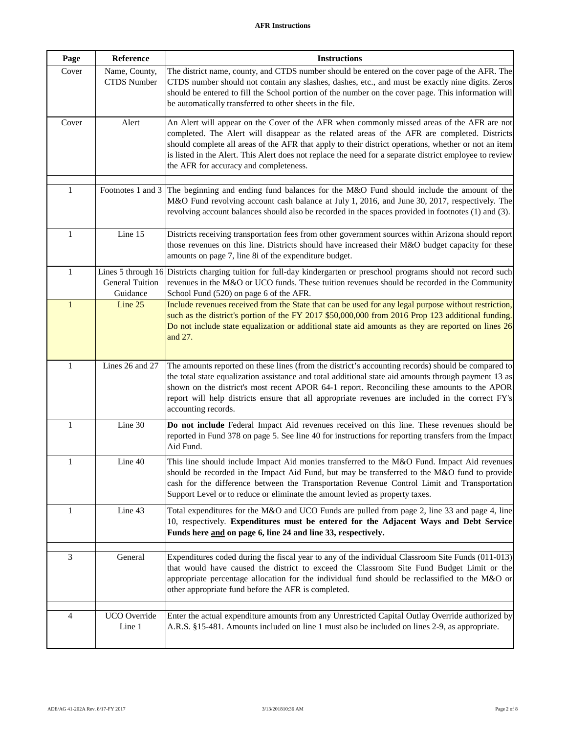**AFR Instructions**

| Page | Reference | Instructions |
|---|---|---|
| Cover | Name, County, CTDS Number | The district name, county, and CTDS number should be entered on the cover page of the AFR. The CTDS number should not contain any slashes, dashes, etc., and must be exactly nine digits. Zeros should be entered to fill the School portion of the number on the cover page. This information will be automatically transferred to other sheets in the file. |
| Cover | Alert | An Alert will appear on the Cover of the AFR when commonly missed areas of the AFR are not completed. The Alert will disappear as the related areas of the AFR are completed. Districts should complete all areas of the AFR that apply to their district operations, whether or not an item is listed in the Alert. This Alert does not replace the need for a separate district employee to review the AFR for accuracy and completeness. |
| | | |
| 1 | Footnotes 1 and 3 | The beginning and ending fund balances for the M&O Fund should include the amount of the M&O Fund revolving account cash balance at July 1, 2016, and June 30, 2017, respectively. The revolving account balances should also be recorded in the spaces provided in footnotes (1) and (3). |
| 1 | Line 15 | Districts receiving transportation fees from other government sources within Arizona should report those revenues on this line. Districts should have increased their M&O budget capacity for these amounts on page 7, line 8i of the expenditure budget. |
| 1 | Lines 5 through 16 General Tuition Guidance | Districts charging tuition for full-day kindergarten or preschool programs should not record such revenues in the M&O or UCO funds. These tuition revenues should be recorded in the Community School Fund (520) on page 6 of the AFR. |
| 1 | Line 25 | Include revenues received from the State that can be used for any legal purpose without restriction, such as the district's portion of the FY 2017 $50,000,000 from 2016 Prop 123 additional funding. Do not include state equalization or additional state aid amounts as they are reported on lines 26 and 27. |
| 1 | Lines 26 and 27 | The amounts reported on these lines (from the district's accounting records) should be compared to the total state equalization assistance and total additional state aid amounts through payment 13 as shown on the district's most recent APOR 64-1 report. Reconciling these amounts to the APOR report will help districts ensure that all appropriate revenues are included in the correct FY's accounting records. |
| 1 | Line 30 | **Do not include** Federal Impact Aid revenues received on this line. These revenues should be reported in Fund 378 on page 5. See line 40 for instructions for reporting transfers from the Impact Aid Fund. |
| 1 | Line 40 | This line should include Impact Aid monies transferred to the M&O Fund. Impact Aid revenues should be recorded in the Impact Aid Fund, but may be transferred to the M&O fund to provide cash for the difference between the Transportation Revenue Control Limit and Transportation Support Level or to reduce or eliminate the amount levied as property taxes. |
| 1 | Line 43 | Total expenditures for the M&O and UCO Funds are pulled from page 2, line 33 and page 4, line 10, respectively. **Expenditures must be entered for the Adjacent Ways and Debt Service Funds here and on page 6, line 24 and line 33, respectively.** |
| | | |
| 3 | General | Expenditures coded during the fiscal year to any of the individual Classroom Site Funds (011-013) that would have caused the district to exceed the Classroom Site Fund Budget Limit or the appropriate percentage allocation for the individual fund should be reclassified to the M&O or other appropriate fund before the AFR is completed. |
| | | |
| 4 | UCO Override Line 1 | Enter the actual expenditure amounts from any Unrestricted Capital Outlay Override authorized by A.R.S. §15-481. Amounts included on line 1 must also be included on lines 2-9, as appropriate. |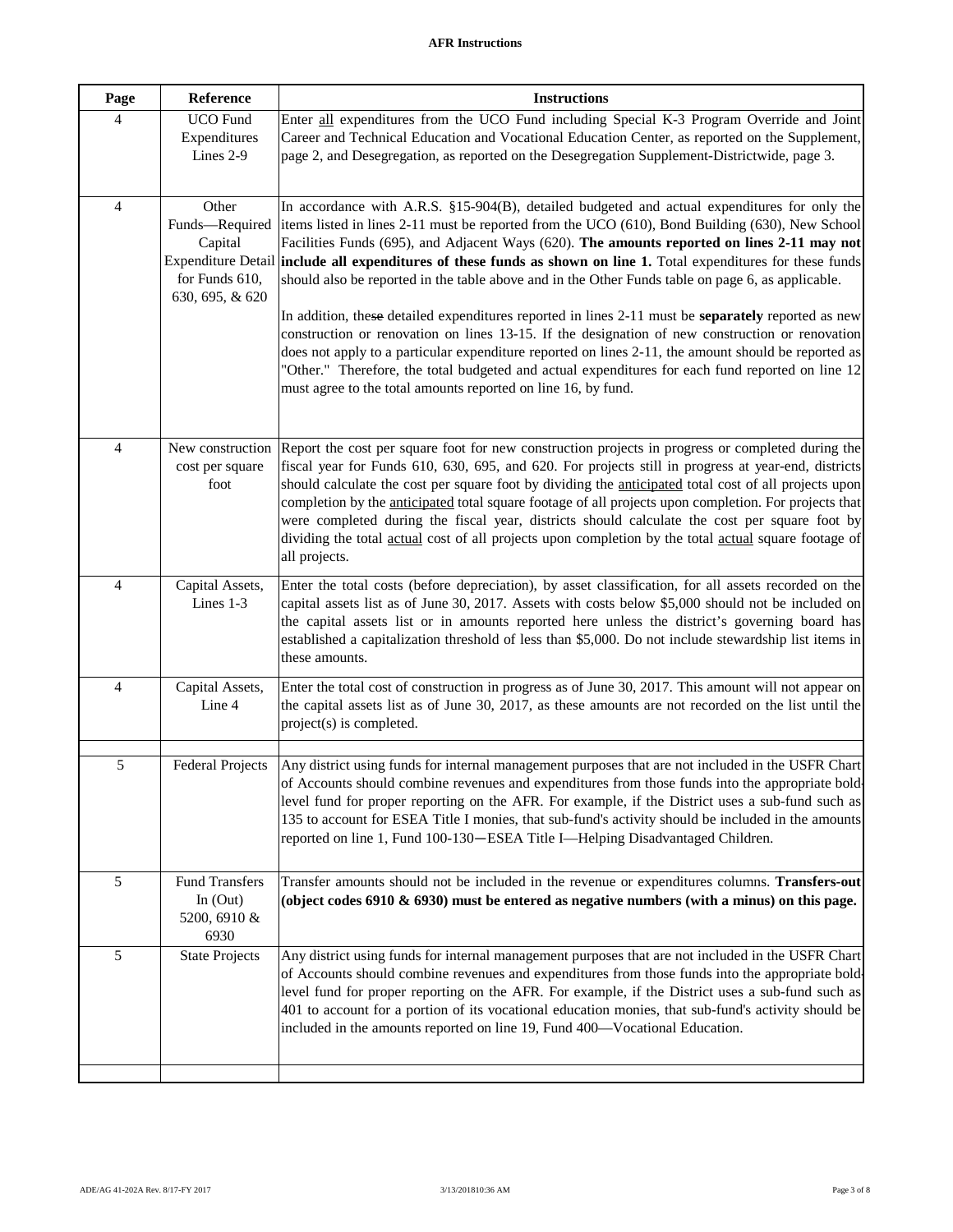**AFR Instructions**

| Page | Reference | Instructions |
|---|---|---|
| 4 | UCO Fund Expenditures Lines 2-9 | Enter <u>all</u> expenditures from the UCO Fund including Special K-3 Program Override and Joint Career and Technical Education and Vocational Education Center, as reported on the Supplement, page 2, and Desegregation, as reported on the Desegregation Supplement-Districtwide, page 3. |
| 4 | Other Funds—Required Capital Expenditure Detail for Funds 610, 630, 695, & 620 | In accordance with A.R.S. §15-904(B), detailed budgeted and actual expenditures for only the items listed in lines 2-11 must be reported from the UCO (610), Bond Building (630), New School Facilities Funds (695), and Adjacent Ways (620). **The amounts reported on lines 2-11 may not include all expenditures of these funds as shown on line 1.** Total expenditures for these funds should also be reported in the table above and in the Other Funds table on page 6, as applicable.<br><br>In addition, these detailed expenditures reported in lines 2-11 must be **separately** reported as new construction or renovation on lines 13-15. If the designation of new construction or renovation does not apply to a particular expenditure reported on lines 2-11, the amount should be reported as "Other." Therefore, the total budgeted and actual expenditures for each fund reported on line 12 must agree to the total amounts reported on line 16, by fund. |
| 4 | New construction cost per square foot | Report the cost per square foot for new construction projects in progress or completed during the fiscal year for Funds 610, 630, 695, and 620. For projects still in progress at year-end, districts should calculate the cost per square foot by dividing the <u>anticipated</u> total cost of all projects upon completion by the <u>anticipated</u> total square footage of all projects upon completion. For projects that were completed during the fiscal year, districts should calculate the cost per square foot by dividing the total <u>actual</u> cost of all projects upon completion by the total <u>actual</u> square footage of all projects. |
| 4 | Capital Assets, Lines 1-3 | Enter the total costs (before depreciation), by asset classification, for all assets recorded on the capital assets list as of June 30, 2017. Assets with costs below $5,000 should not be included on the capital assets list or in amounts reported here unless the district's governing board has established a capitalization threshold of less than $5,000. Do not include stewardship list items in these amounts. |
| 4 | Capital Assets, Line 4 | Enter the total cost of construction in progress as of June 30, 2017. This amount will not appear on the capital assets list as of June 30, 2017, as these amounts are not recorded on the list until the project(s) is completed. |
| | | |
| 5 | Federal Projects | Any district using funds for internal management purposes that are not included in the USFR Chart of Accounts should combine revenues and expenditures from those funds into the appropriate bold-level fund for proper reporting on the AFR. For example, if the District uses a sub-fund such as 135 to account for ESEA Title I monies, that sub-fund's activity should be included in the amounts reported on line 1, Fund 100-130—ESEA Title I—Helping Disadvantaged Children. |
| 5 | Fund Transfers In (Out) 5200, 6910 & 6930 | Transfer amounts should not be included in the revenue or expenditures columns. **Transfers-out (object codes 6910 & 6930) must be entered as negative numbers (with a minus) on this page.** |
| 5 | State Projects | Any district using funds for internal management purposes that are not included in the USFR Chart of Accounts should combine revenues and expenditures from those funds into the appropriate bold-level fund for proper reporting on the AFR. For example, if the District uses a sub-fund such as 401 to account for a portion of its vocational education monies, that sub-fund's activity should be included in the amounts reported on line 19, Fund 400—Vocational Education. |
| | | |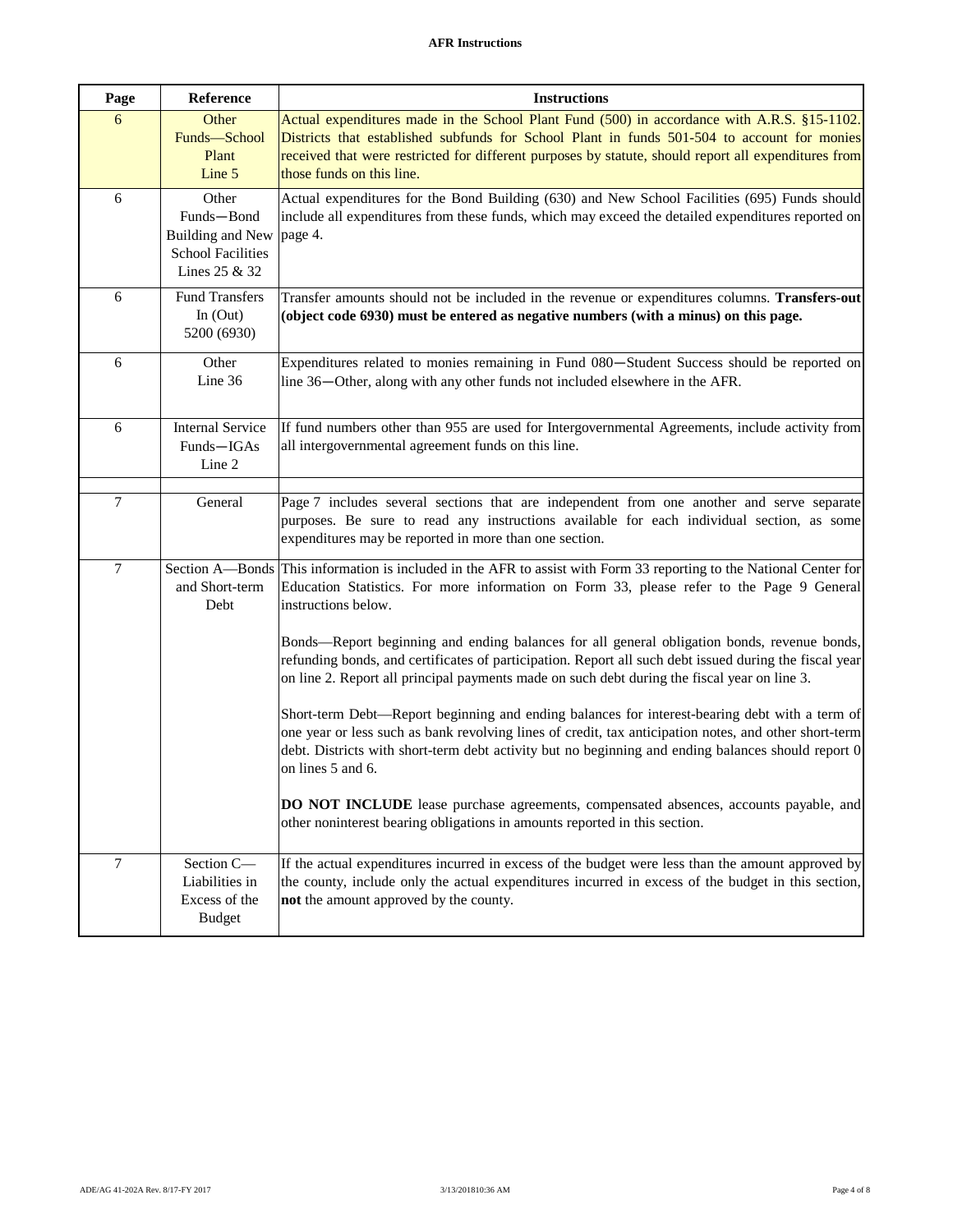| Page | Reference | Instructions |
|---|---|---|
| 6 | Other Funds—School Plant Line 5 | Actual expenditures made in the School Plant Fund (500) in accordance with A.R.S. §15-1102. Districts that established subfunds for School Plant in funds 501-504 to account for monies received that were restricted for different purposes by statute, should report all expenditures from those funds on this line. |
| 6 | Other Funds—Bond Building and New School Facilities Lines 25 & 32 | Actual expenditures for the Bond Building (630) and New School Facilities (695) Funds should include all expenditures from these funds, which may exceed the detailed expenditures reported on page 4. |
| 6 | Fund Transfers In (Out) 5200 (6930) | Transfer amounts should not be included in the revenue or expenditures columns. **Transfers-out (object code 6930) must be entered as negative numbers (with a minus) on this page.** |
| 6 | Other Line 36 | Expenditures related to monies remaining in Fund 080—Student Success should be reported on line 36—Other, along with any other funds not included elsewhere in the AFR. |
| 6 | Internal Service Funds—IGAs Line 2 | If fund numbers other than 955 are used for Intergovernmental Agreements, include activity from all intergovernmental agreement funds on this line. |
| | | |
| 7 | General | Page 7 includes several sections that are independent from one another and serve separate purposes. Be sure to read any instructions available for each individual section, as some expenditures may be reported in more than one section. |
| 7 | Section A—Bonds and Short-term Debt | This information is included in the AFR to assist with Form 33 reporting to the National Center for Education Statistics. For more information on Form 33, please refer to the Page 9 General instructions below.<br><br>Bonds—Report beginning and ending balances for all general obligation bonds, revenue bonds, refunding bonds, and certificates of participation. Report all such debt issued during the fiscal year on line 2. Report all principal payments made on such debt during the fiscal year on line 3.<br><br>Short-term Debt—Report beginning and ending balances for interest-bearing debt with a term of one year or less such as bank revolving lines of credit, tax anticipation notes, and other short-term debt. Districts with short-term debt activity but no beginning and ending balances should report 0 on lines 5 and 6.<br><br>**DO NOT INCLUDE** lease purchase agreements, compensated absences, accounts payable, and other noninterest bearing obligations in amounts reported in this section. |
| 7 | Section C—Liabilities in Excess of the Budget | If the actual expenditures incurred in excess of the budget were less than the amount approved by the county, include only the actual expenditures incurred in excess of the budget in this section, **not** the amount approved by the county. |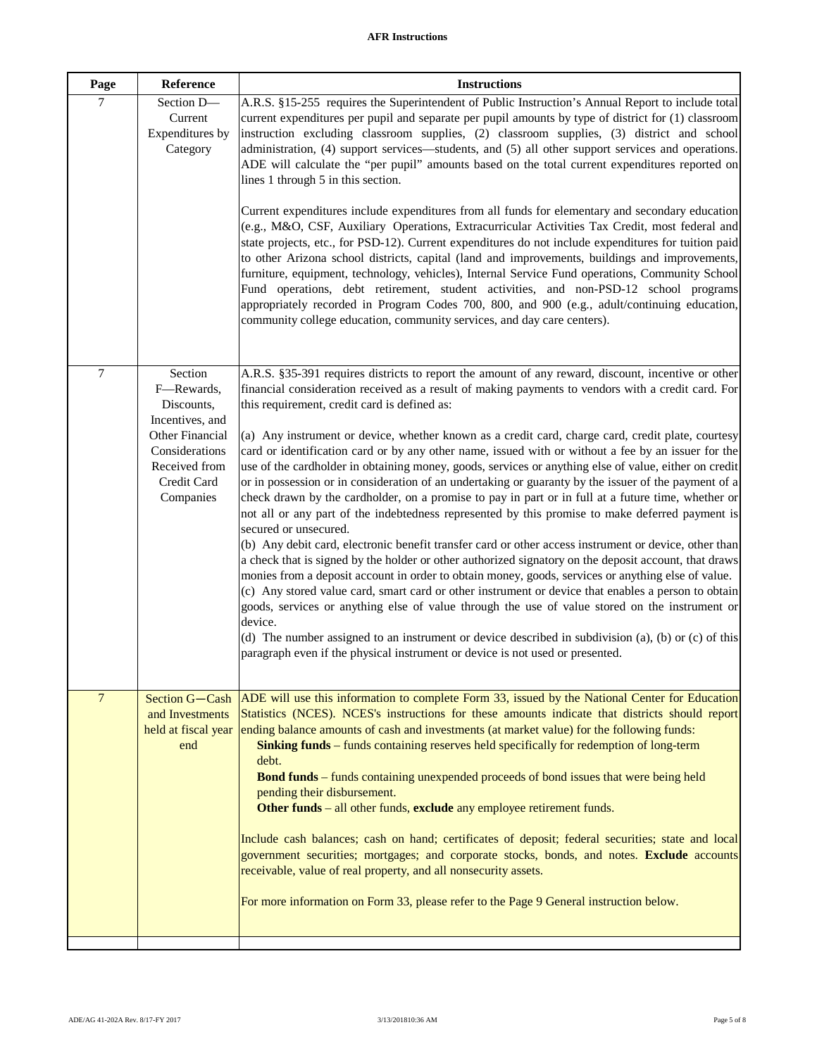**AFR Instructions**

| Page | Reference | Instructions |
|---|---|---|
| 7 | Section D—Current Expenditures by Category | A.R.S. §15-255 requires the Superintendent of Public Instruction's Annual Report to include total current expenditures per pupil and separate per pupil amounts by type of district for (1) classroom instruction excluding classroom supplies, (2) classroom supplies, (3) district and school administration, (4) support services—students, and (5) all other support services and operations. ADE will calculate the "per pupil" amounts based on the total current expenditures reported on lines 1 through 5 in this section.<br><br>Current expenditures include expenditures from all funds for elementary and secondary education (e.g., M&O, CSF, Auxiliary Operations, Extracurricular Activities Tax Credit, most federal and state projects, etc., for PSD-12). Current expenditures do not include expenditures for tuition paid to other Arizona school districts, capital (land and improvements, buildings and improvements, furniture, equipment, technology, vehicles), Internal Service Fund operations, Community School Fund operations, debt retirement, student activities, and non-PSD-12 school programs appropriately recorded in Program Codes 700, 800, and 900 (e.g., adult/continuing education, community college education, community services, and day care centers). |
| 7 | Section F—Rewards, Discounts, Incentives, and Other Financial Considerations Received from Credit Card Companies | A.R.S. §35-391 requires districts to report the amount of any reward, discount, incentive or other financial consideration received as a result of making payments to vendors with a credit card. For this requirement, credit card is defined as:<br><br>(a) Any instrument or device, whether known as a credit card, charge card, credit plate, courtesy card or identification card or by any other name, issued with or without a fee by an issuer for the use of the cardholder in obtaining money, goods, services or anything else of value, either on credit or in possession or in consideration of an undertaking or guaranty by the issuer of the payment of a check drawn by the cardholder, on a promise to pay in part or in full at a future time, whether or not all or any part of the indebtedness represented by this promise to make deferred payment is secured or unsecured.<br>(b) Any debit card, electronic benefit transfer card or other access instrument or device, other than a check that is signed by the holder or other authorized signatory on the deposit account, that draws monies from a deposit account in order to obtain money, goods, services or anything else of value.<br>(c) Any stored value card, smart card or other instrument or device that enables a person to obtain goods, services or anything else of value through the use of value stored on the instrument or device.<br>(d) The number assigned to an instrument or device described in subdivision (a), (b) or (c) of this paragraph even if the physical instrument or device is not used or presented. |
| 7 | Section G—Cash and Investments held at fiscal year end | ADE will use this information to complete Form 33, issued by the National Center for Education Statistics (NCES). NCES's instructions for these amounts indicate that districts should report ending balance amounts of cash and investments (at market value) for the following funds:<br>**Sinking funds** – funds containing reserves held specifically for redemption of long-term debt.<br>**Bond funds** – funds containing unexpended proceeds of bond issues that were being held pending their disbursement.<br>**Other funds** – all other funds, **exclude** any employee retirement funds.<br><br>Include cash balances; cash on hand; certificates of deposit; federal securities; state and local government securities; mortgages; and corporate stocks, bonds, and notes. **Exclude** accounts receivable, value of real property, and all nonsecurity assets.<br><br>For more information on Form 33, please refer to the Page 9 General instruction below. |
| | | |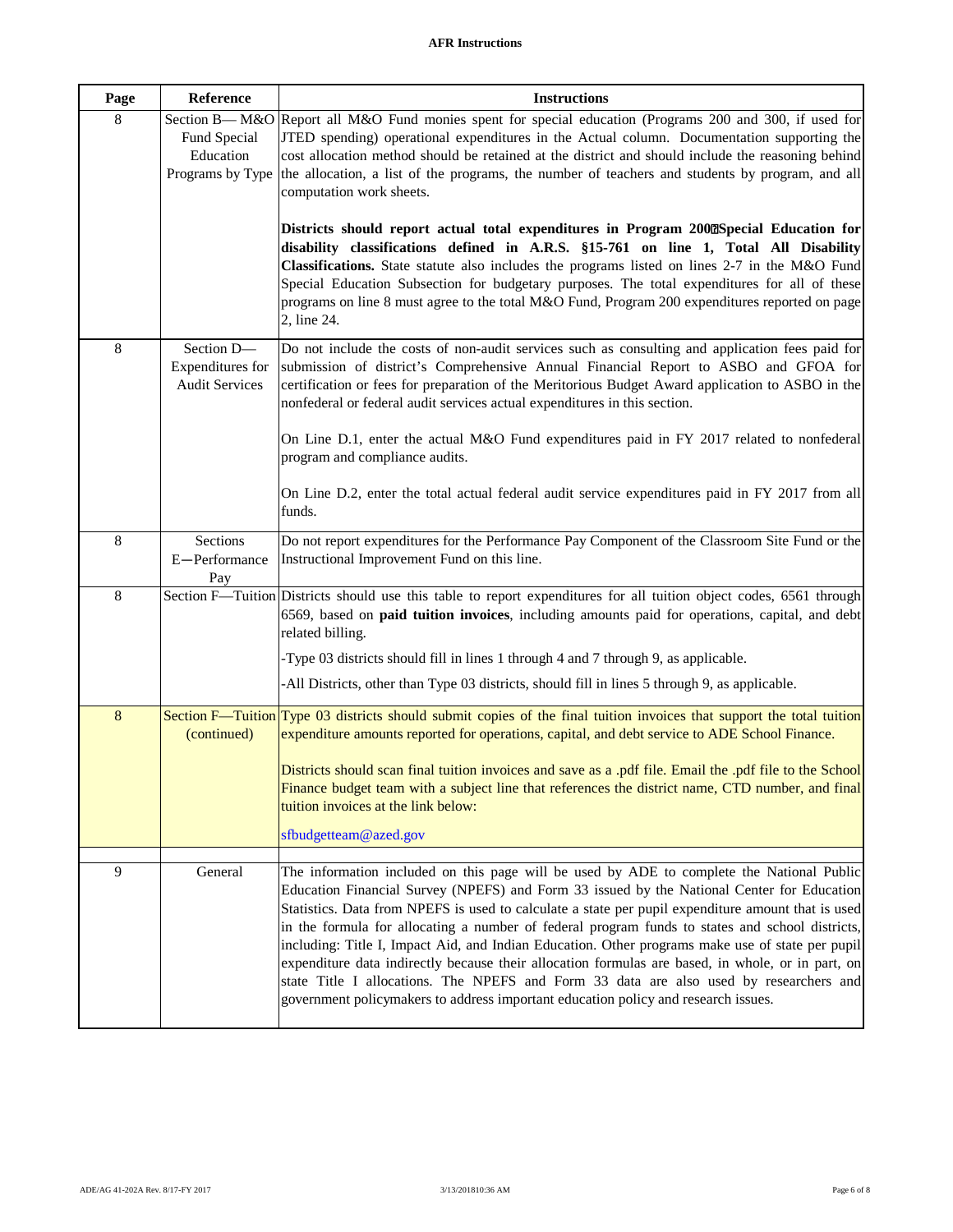**AFR Instructions**

| Page | Reference | Instructions |
|---|---|---|
| 8 | Section B— M&O Fund Special Education Programs by Type | Report all M&O Fund monies spent for special education (Programs 200 and 300, if used for JTED spending) operational expenditures in the Actual column. Documentation supporting the cost allocation method should be retained at the district and should include the reasoning behind the allocation, a list of the programs, the number of teachers and students by program, and all computation work sheets.<br><br>**Districts should report actual total expenditures in Program 200Special Education for disability classifications defined in A.R.S. §15-761 on line 1, Total All Disability Classifications.** State statute also includes the programs listed on lines 2-7 in the M&O Fund Special Education Subsection for budgetary purposes. The total expenditures for all of these programs on line 8 must agree to the total M&O Fund, Program 200 expenditures reported on page 2, line 24. |
| 8 | Section D—Expenditures for Audit Services | Do not include the costs of non-audit services such as consulting and application fees paid for submission of district's Comprehensive Annual Financial Report to ASBO and GFOA for certification or fees for preparation of the Meritorious Budget Award application to ASBO in the nonfederal or federal audit services actual expenditures in this section.<br><br>On Line D.1, enter the actual M&O Fund expenditures paid in FY 2017 related to nonfederal program and compliance audits.<br><br>On Line D.2, enter the total actual federal audit service expenditures paid in FY 2017 from all funds. |
| 8 | Sections E—Performance Pay | Do not report expenditures for the Performance Pay Component of the Classroom Site Fund or the Instructional Improvement Fund on this line. |
| 8 | Section F—Tuition | Districts should use this table to report expenditures for all tuition object codes, 6561 through 6569, based on **paid tuition invoices**, including amounts paid for operations, capital, and debt related billing.<br><br>-Type 03 districts should fill in lines 1 through 4 and 7 through 9, as applicable.<br><br>-All Districts, other than Type 03 districts, should fill in lines 5 through 9, as applicable. |
| 8 | Section F—Tuition (continued) | Type 03 districts should submit copies of the final tuition invoices that support the total tuition expenditure amounts reported for operations, capital, and debt service to ADE School Finance.<br><br>Districts should scan final tuition invoices and save as a .pdf file. Email the .pdf file to the School Finance budget team with a subject line that references the district name, CTD number, and final tuition invoices at the link below:<br><br>sfbudgetteam@azed.gov |
| 9 | General | The information included on this page will be used by ADE to complete the National Public Education Financial Survey (NPEFS) and Form 33 issued by the National Center for Education Statistics. Data from NPEFS is used to calculate a state per pupil expenditure amount that is used in the formula for allocating a number of federal program funds to states and school districts, including: Title I, Impact Aid, and Indian Education. Other programs make use of state per pupil expenditure data indirectly because their allocation formulas are based, in whole, or in part, on state Title I allocations. The NPEFS and Form 33 data are also used by researchers and government policymakers to address important education policy and research issues. |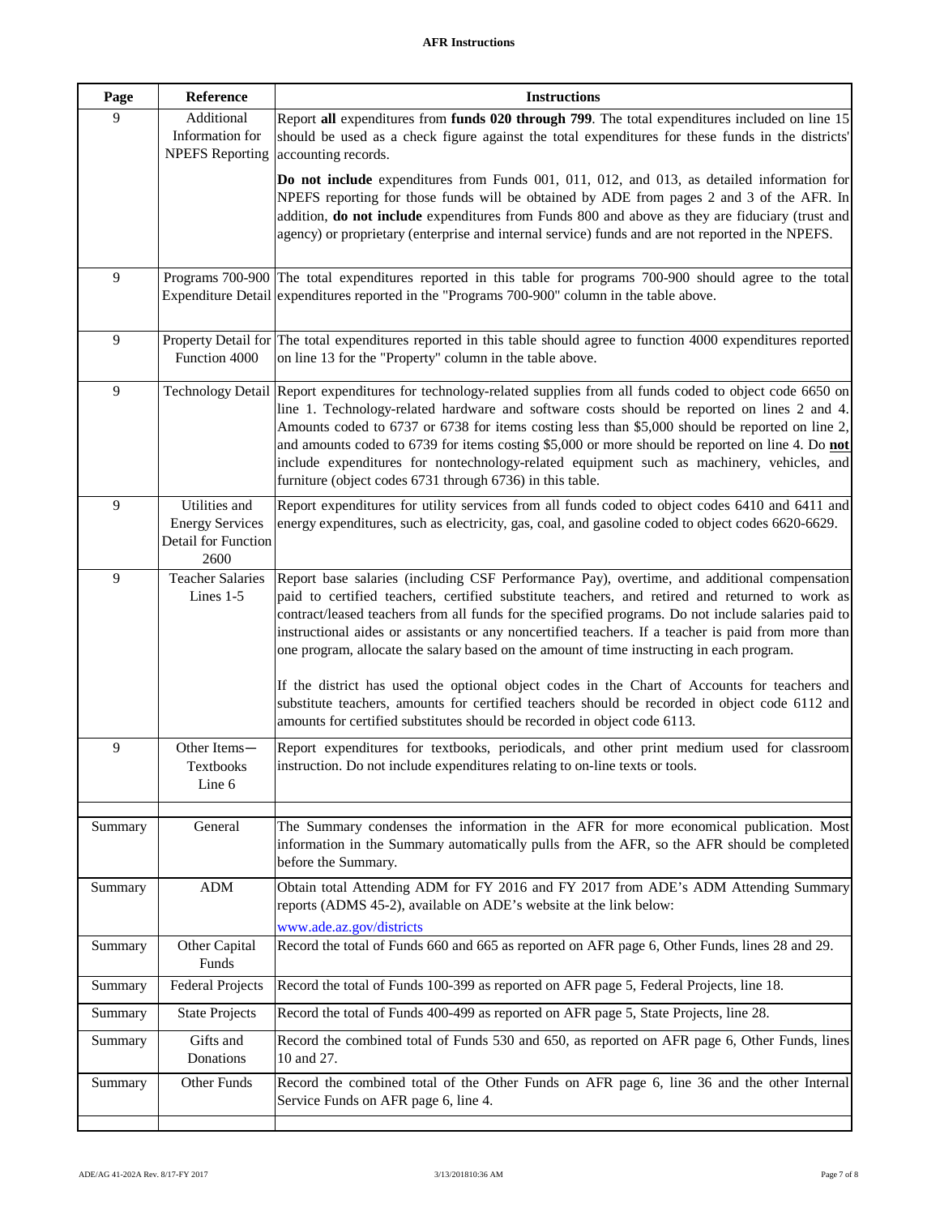**AFR Instructions**

| Page | Reference | Instructions |
|---|---|---|
| 9 | Additional Information for NPEFS Reporting | Report **all** expenditures from **funds 020 through 799**. The total expenditures included on line 15 should be used as a check figure against the total expenditures for these funds in the districts' accounting records.<br><br>**Do not include** expenditures from Funds 001, 011, 012, and 013, as detailed information for NPEFS reporting for those funds will be obtained by ADE from pages 2 and 3 of the AFR. In addition, **do not include** expenditures from Funds 800 and above as they are fiduciary (trust and agency) or proprietary (enterprise and internal service) funds and are not reported in the NPEFS. |
| 9 | Programs 700-900 Expenditure Detail | The total expenditures reported in this table for programs 700-900 should agree to the total expenditures reported in the "Programs 700-900" column in the table above. |
| 9 | Property Detail for Function 4000 | The total expenditures reported in this table should agree to function 4000 expenditures reported on line 13 for the "Property" column in the table above. |
| 9 | Technology Detail | Report expenditures for technology-related supplies from all funds coded to object code 6650 on line 1. Technology-related hardware and software costs should be reported on lines 2 and 4. Amounts coded to 6737 or 6738 for items costing less than $5,000 should be reported on line 2, and amounts coded to 6739 for items costing $5,000 or more should be reported on line 4. Do **not** include expenditures for nontechnology-related equipment such as machinery, vehicles, and furniture (object codes 6731 through 6736) in this table. |
| 9 | Utilities and Energy Services Detail for Function 2600 | Report expenditures for utility services from all funds coded to object codes 6410 and 6411 and energy expenditures, such as electricity, gas, coal, and gasoline coded to object codes 6620-6629. |
| 9 | Teacher Salaries Lines 1-5 | Report base salaries (including CSF Performance Pay), overtime, and additional compensation paid to certified teachers, certified substitute teachers, and retired and returned to work as contract/leased teachers from all funds for the specified programs. Do not include salaries paid to instructional aides or assistants or any noncertified teachers. If a teacher is paid from more than one program, allocate the salary based on the amount of time instructing in each program.<br><br>If the district has used the optional object codes in the Chart of Accounts for teachers and substitute teachers, amounts for certified teachers should be recorded in object code 6112 and amounts for certified substitutes should be recorded in object code 6113. |
| 9 | Other Items— Textbooks Line 6 | Report expenditures for textbooks, periodicals, and other print medium used for classroom instruction. Do not include expenditures relating to on-line texts or tools. |
| | | |
| Summary | General | The Summary condenses the information in the AFR for more economical publication. Most information in the Summary automatically pulls from the AFR, so the AFR should be completed before the Summary. |
| Summary | ADM | Obtain total Attending ADM for FY 2016 and FY 2017 from ADE's ADM Attending Summary reports (ADMS 45-2), available on ADE's website at the link below:<br>www.ade.az.gov/districts |
| Summary | Other Capital Funds | Record the total of Funds 660 and 665 as reported on AFR page 6, Other Funds, lines 28 and 29. |
| Summary | Federal Projects | Record the total of Funds 100-399 as reported on AFR page 5, Federal Projects, line 18. |
| Summary | State Projects | Record the total of Funds 400-499 as reported on AFR page 5, State Projects, line 28. |
| Summary | Gifts and Donations | Record the combined total of Funds 530 and 650, as reported on AFR page 6, Other Funds, lines 10 and 27. |
| Summary | Other Funds | Record the combined total of the Other Funds on AFR page 6, line 36 and the other Internal Service Funds on AFR page 6, line 4. |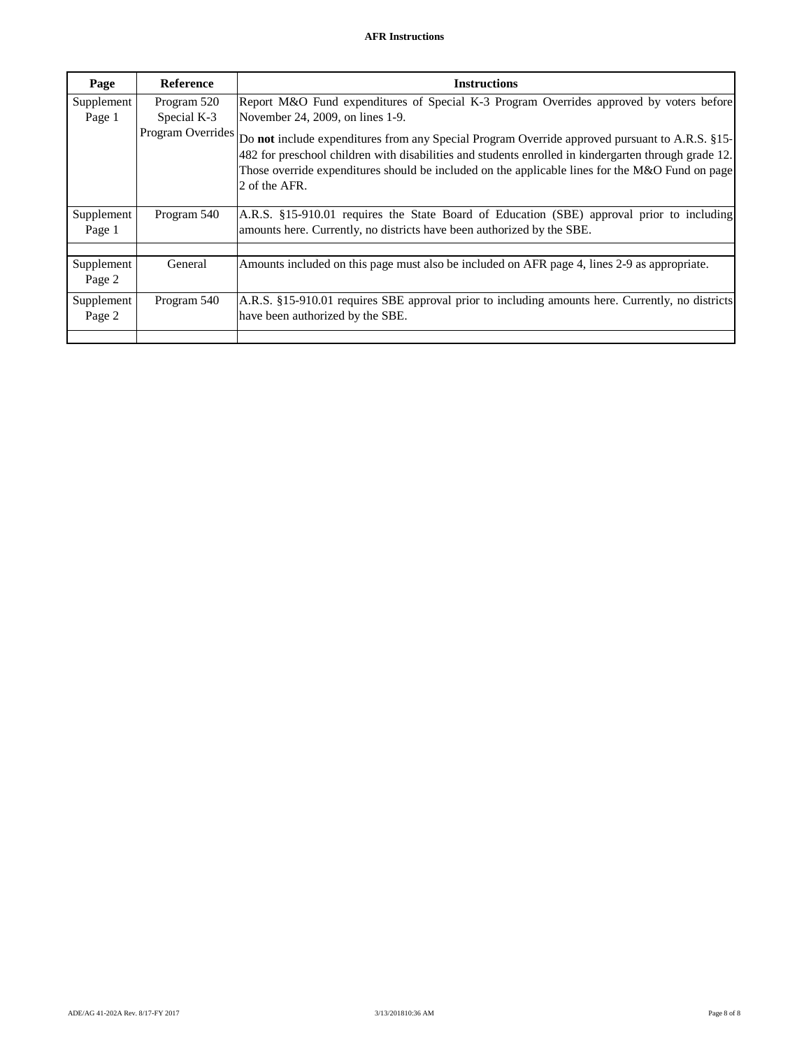| Page | Reference | Instructions |
|---|---|---|
| Supplement Page 1 | Program 520 Special K-3 Program Overrides | Report M&O Fund expenditures of Special K-3 Program Overrides approved by voters before November 24, 2009, on lines 1-9.<br><br>Do **not** include expenditures from any Special Program Override approved pursuant to A.R.S. §15-482 for preschool children with disabilities and students enrolled in kindergarten through grade 12. Those override expenditures should be included on the applicable lines for the M&O Fund on page 2 of the AFR. |
| Supplement Page 1 | Program 540 | A.R.S. §15-910.01 requires the State Board of Education (SBE) approval prior to including amounts here. Currently, no districts have been authorized by the SBE. |
| | | |
| Supplement Page 2 | General | Amounts included on this page must also be included on AFR page 4, lines 2-9 as appropriate. |
| Supplement Page 2 | Program 540 | A.R.S. §15-910.01 requires SBE approval prior to including amounts here. Currently, no districts have been authorized by the SBE. |
| | | |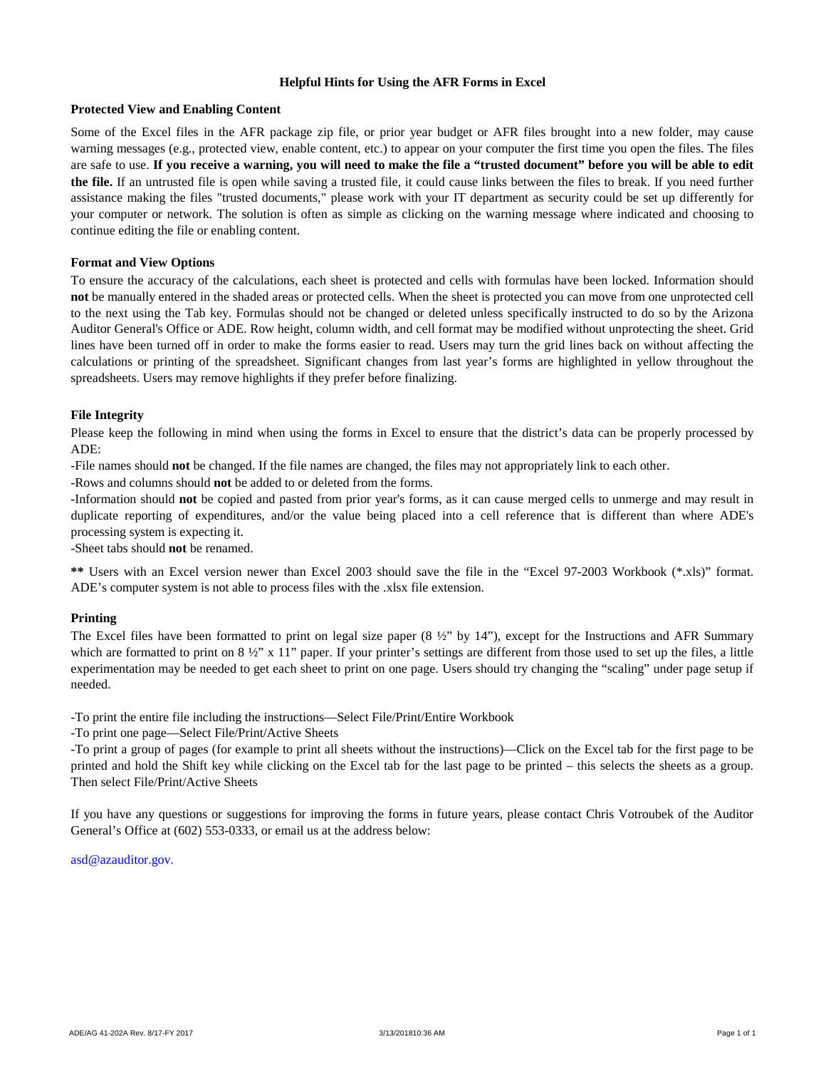# Helpful Hints for Using the AFR Forms in Excel

## Protected View and Enabling Content

Some of the Excel files in the AFR package zip file, or prior year budget or AFR files brought into a new folder, may cause warning messages (e.g., protected view, enable content, etc.) to appear on your computer the first time you open the files. The files are safe to use. **If you receive a warning, you will need to make the file a "trusted document" before you will be able to edit the file.** If an untrusted file is open while saving a trusted file, it could cause links between the files to break. If you need further assistance making the files "trusted documents," please work with your IT department as security could be set up differently for your computer or network. The solution is often as simple as clicking on the warning message where indicated and choosing to continue editing the file or enabling content.

## Format and View Options

To ensure the accuracy of the calculations, each sheet is protected and cells with formulas have been locked. Information should **not** be manually entered in the shaded areas or protected cells. When the sheet is protected you can move from one unprotected cell to the next using the Tab key. Formulas should not be changed or deleted unless specifically instructed to do so by the Arizona Auditor General's Office or ADE. Row height, column width, and cell format may be modified without unprotecting the sheet. Grid lines have been turned off in order to make the forms easier to read. Users may turn the grid lines back on without affecting the calculations or printing of the spreadsheet. Significant changes from last year's forms are highlighted in yellow throughout the spreadsheets. Users may remove highlights if they prefer before finalizing.

## File Integrity

Please keep the following in mind when using the forms in Excel to ensure that the district's data can be properly processed by ADE:

-File names should **not** be changed. If the file names are changed, the files may not appropriately link to each other.

-Rows and columns should **not** be added to or deleted from the forms.

-Information should **not** be copied and pasted from prior year's forms, as it can cause merged cells to unmerge and may result in duplicate reporting of expenditures, and/or the value being placed into a cell reference that is different than where ADE's processing system is expecting it.

-Sheet tabs should **not** be renamed.

**\*\*** Users with an Excel version newer than Excel 2003 should save the file in the "Excel 97-2003 Workbook (*.xls)" format. ADE's computer system is not able to process files with the .xlsx file extension.

## Printing

The Excel files have been formatted to print on legal size paper (8 ½" by 14"), except for the Instructions and AFR Summary which are formatted to print on 8 ½" x 11" paper. If your printer's settings are different from those used to set up the files, a little experimentation may be needed to get each sheet to print on one page. Users should try changing the "scaling" under page setup if needed.

-To print the entire file including the instructions—Select File/Print/Entire Workbook

-To print one page—Select File/Print/Active Sheets

-To print a group of pages (for example to print all sheets without the instructions)—Click on the Excel tab for the first page to be printed and hold the Shift key while clicking on the Excel tab for the last page to be printed – this selects the sheets as a group. Then select File/Print/Active Sheets

If you have any questions or suggestions for improving the forms in future years, please contact Chris Votroubek of the Auditor General's Office at (602) 553-0333, or email us at the address below:

asd@azauditor.gov.

ADE/AG 41-202A Rev. 8/17-FY 2017 3/13/2018 10:36 AM